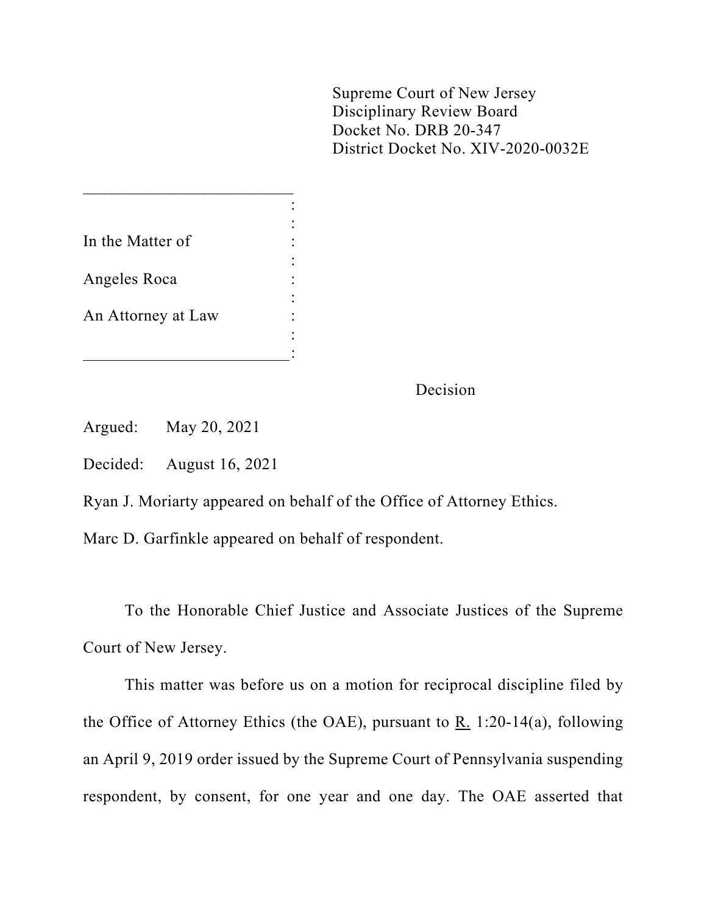Supreme Court of New Jersey
Disciplinary Review Board
Docket No. DRB 20-347
District Docket No. XIV-2020-0032E

In the Matter of

Angeles Roca

An Attorney at Law

Decision

Argued: May 20, 2021

Decided: August 16, 2021

Ryan J. Moriarty appeared on behalf of the Office of Attorney Ethics.

Marc D. Garfinkle appeared on behalf of respondent.

To the Honorable Chief Justice and Associate Justices of the Supreme Court of New Jersey.

This matter was before us on a motion for reciprocal discipline filed by the Office of Attorney Ethics (the OAE), pursuant to R. 1:20-14(a), following an April 9, 2019 order issued by the Supreme Court of Pennsylvania suspending respondent, by consent, for one year and one day. The OAE asserted that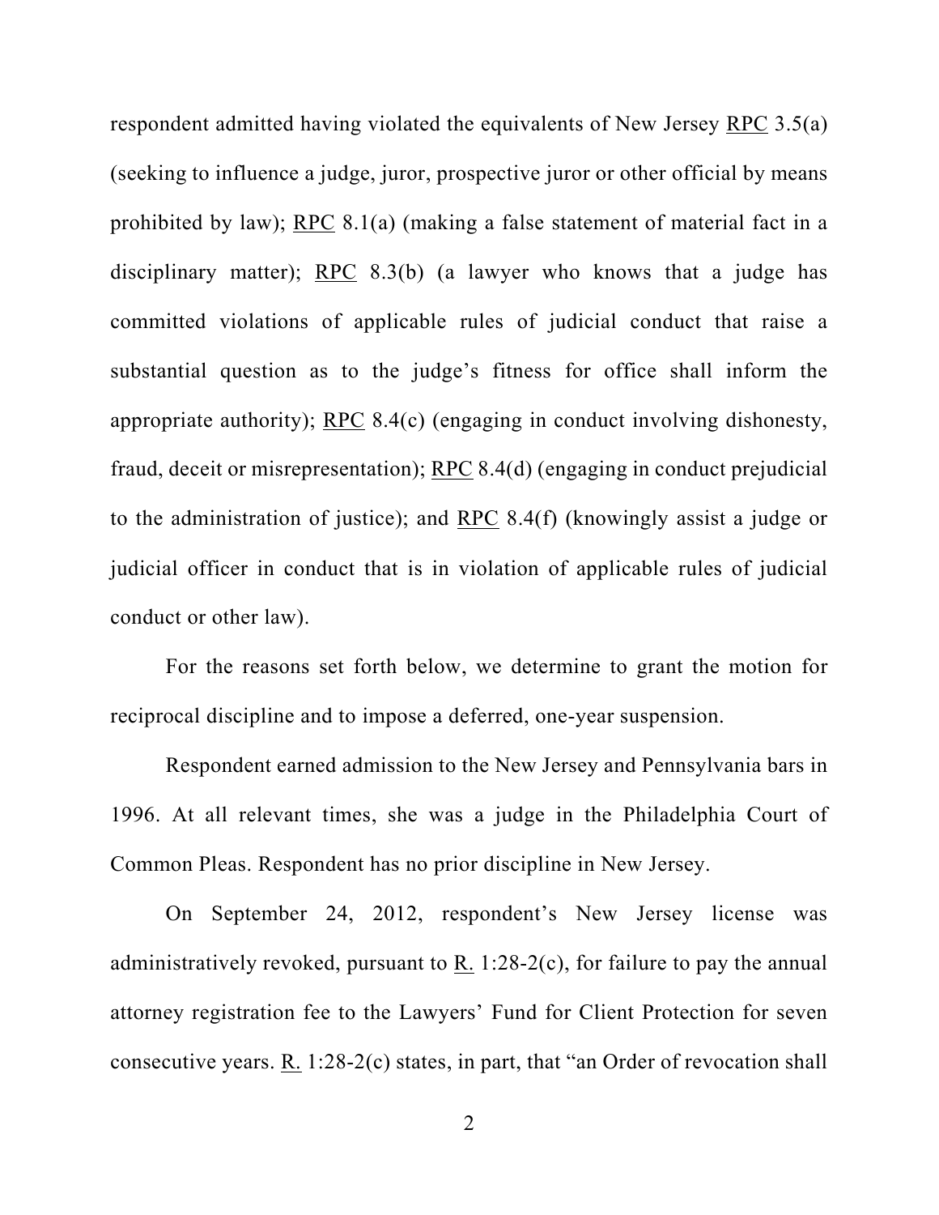respondent admitted having violated the equivalents of New Jersey RPC 3.5(a) (seeking to influence a judge, juror, prospective juror or other official by means prohibited by law); RPC 8.1(a) (making a false statement of material fact in a disciplinary matter); RPC 8.3(b) (a lawyer who knows that a judge has committed violations of applicable rules of judicial conduct that raise a substantial question as to the judge's fitness for office shall inform the appropriate authority); RPC 8.4(c) (engaging in conduct involving dishonesty, fraud, deceit or misrepresentation); RPC 8.4(d) (engaging in conduct prejudicial to the administration of justice); and RPC 8.4(f) (knowingly assist a judge or judicial officer in conduct that is in violation of applicable rules of judicial conduct or other law).

For the reasons set forth below, we determine to grant the motion for reciprocal discipline and to impose a deferred, one-year suspension.

Respondent earned admission to the New Jersey and Pennsylvania bars in 1996. At all relevant times, she was a judge in the Philadelphia Court of Common Pleas. Respondent has no prior discipline in New Jersey.

On September 24, 2012, respondent's New Jersey license was administratively revoked, pursuant to R. 1:28-2(c), for failure to pay the annual attorney registration fee to the Lawyers' Fund for Client Protection for seven consecutive years. R. 1:28-2(c) states, in part, that "an Order of revocation shall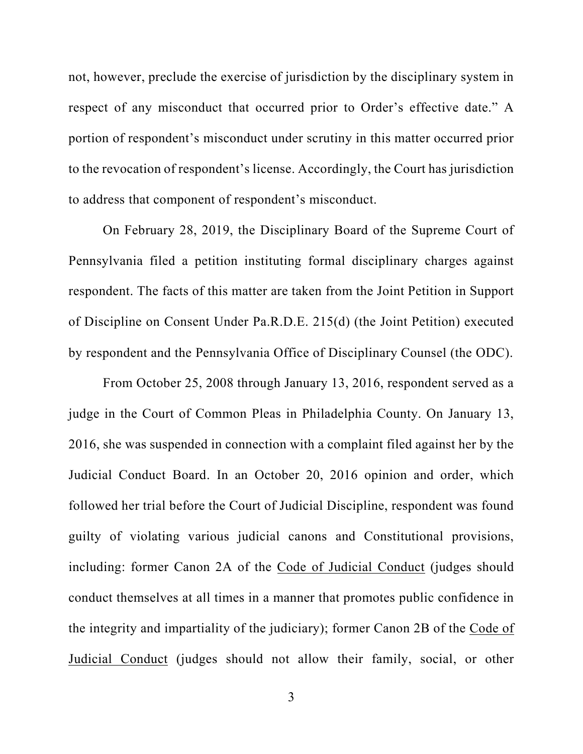not, however, preclude the exercise of jurisdiction by the disciplinary system in respect of any misconduct that occurred prior to Order's effective date." A portion of respondent's misconduct under scrutiny in this matter occurred prior to the revocation of respondent's license. Accordingly, the Court has jurisdiction to address that component of respondent's misconduct.

On February 28, 2019, the Disciplinary Board of the Supreme Court of Pennsylvania filed a petition instituting formal disciplinary charges against respondent. The facts of this matter are taken from the Joint Petition in Support of Discipline on Consent Under Pa.R.D.E. 215(d) (the Joint Petition) executed by respondent and the Pennsylvania Office of Disciplinary Counsel (the ODC).

From October 25, 2008 through January 13, 2016, respondent served as a judge in the Court of Common Pleas in Philadelphia County. On January 13, 2016, she was suspended in connection with a complaint filed against her by the Judicial Conduct Board. In an October 20, 2016 opinion and order, which followed her trial before the Court of Judicial Discipline, respondent was found guilty of violating various judicial canons and Constitutional provisions, including: former Canon 2A of the <u>Code of Judicial Conduct</u> (judges should conduct themselves at all times in a manner that promotes public confidence in the integrity and impartiality of the judiciary); former Canon 2B of the <u>Code of Judicial Conduct</u> (judges should not allow their family, social, or other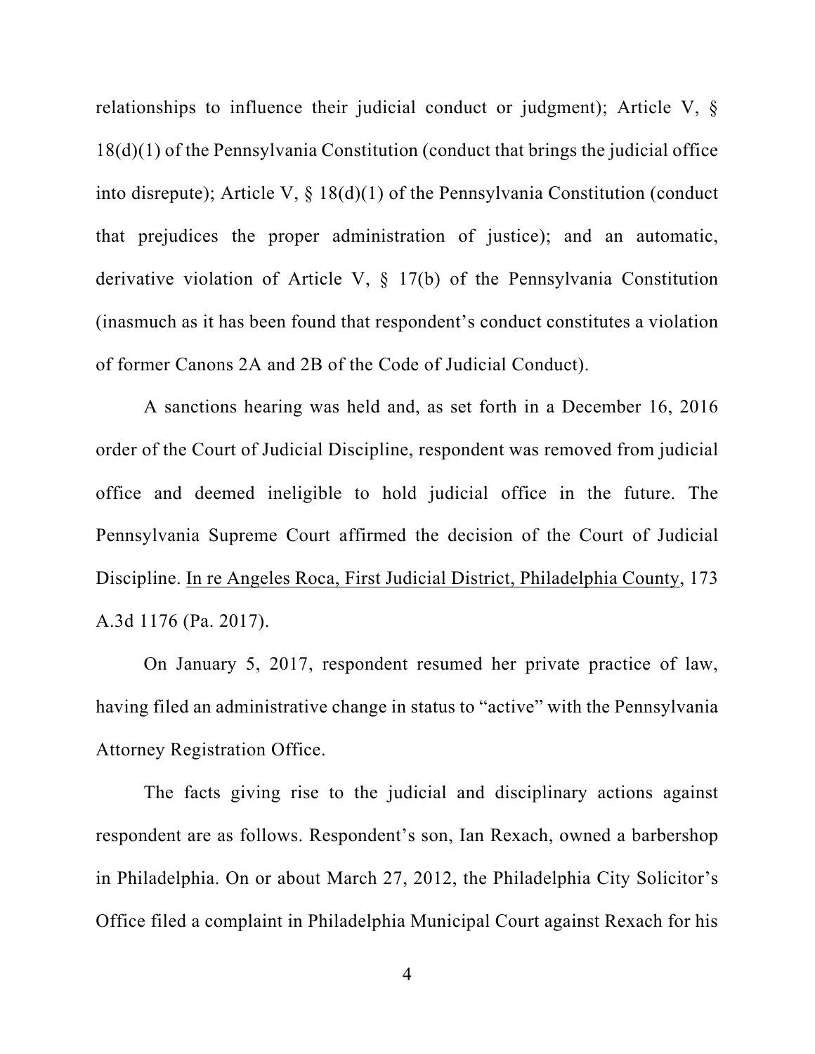relationships to influence their judicial conduct or judgment); Article V, § 18(d)(1) of the Pennsylvania Constitution (conduct that brings the judicial office into disrepute); Article V, § 18(d)(1) of the Pennsylvania Constitution (conduct that prejudices the proper administration of justice); and an automatic, derivative violation of Article V, § 17(b) of the Pennsylvania Constitution (inasmuch as it has been found that respondent's conduct constitutes a violation of former Canons 2A and 2B of the Code of Judicial Conduct).

A sanctions hearing was held and, as set forth in a December 16, 2016 order of the Court of Judicial Discipline, respondent was removed from judicial office and deemed ineligible to hold judicial office in the future. The Pennsylvania Supreme Court affirmed the decision of the Court of Judicial Discipline. In re Angeles Roca, First Judicial District, Philadelphia County, 173 A.3d 1176 (Pa. 2017).

On January 5, 2017, respondent resumed her private practice of law, having filed an administrative change in status to "active" with the Pennsylvania Attorney Registration Office.

The facts giving rise to the judicial and disciplinary actions against respondent are as follows. Respondent's son, Ian Rexach, owned a barbershop in Philadelphia. On or about March 27, 2012, the Philadelphia City Solicitor's Office filed a complaint in Philadelphia Municipal Court against Rexach for his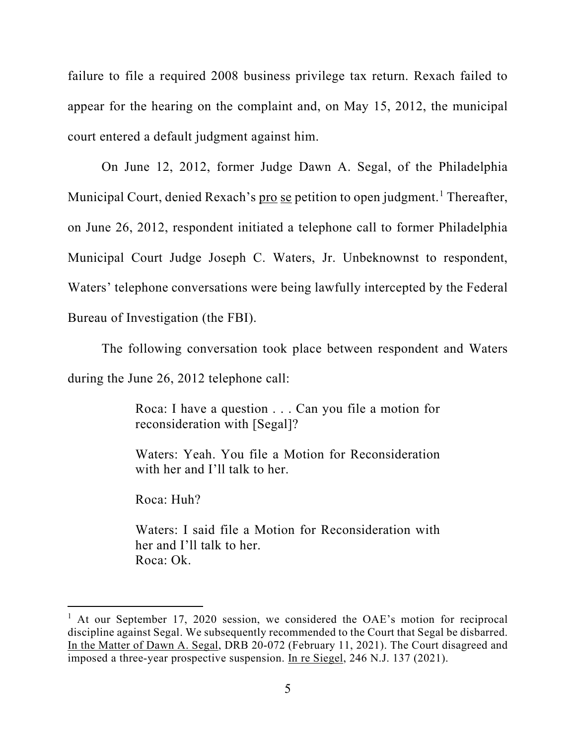failure to file a required 2008 business privilege tax return. Rexach failed to appear for the hearing on the complaint and, on May 15, 2012, the municipal court entered a default judgment against him.

On June 12, 2012, former Judge Dawn A. Segal, of the Philadelphia Municipal Court, denied Rexach's pro se petition to open judgment.[1] Thereafter, on June 26, 2012, respondent initiated a telephone call to former Philadelphia Municipal Court Judge Joseph C. Waters, Jr. Unbeknownst to respondent, Waters' telephone conversations were being lawfully intercepted by the Federal Bureau of Investigation (the FBI).

The following conversation took place between respondent and Waters during the June 26, 2012 telephone call:

> Roca: I have a question . . . Can you file a motion for reconsideration with [Segal]?
>
> Waters: Yeah. You file a Motion for Reconsideration with her and I'll talk to her.
>
> Roca: Huh?
>
> Waters: I said file a Motion for Reconsideration with her and I'll talk to her.
> Roca: Ok.

---

[1] At our September 17, 2020 session, we considered the OAE's motion for reciprocal discipline against Segal. We subsequently recommended to the Court that Segal be disbarred. In the Matter of Dawn A. Segal, DRB 20-072 (February 11, 2021). The Court disagreed and imposed a three-year prospective suspension. In re Siegel, 246 N.J. 137 (2021).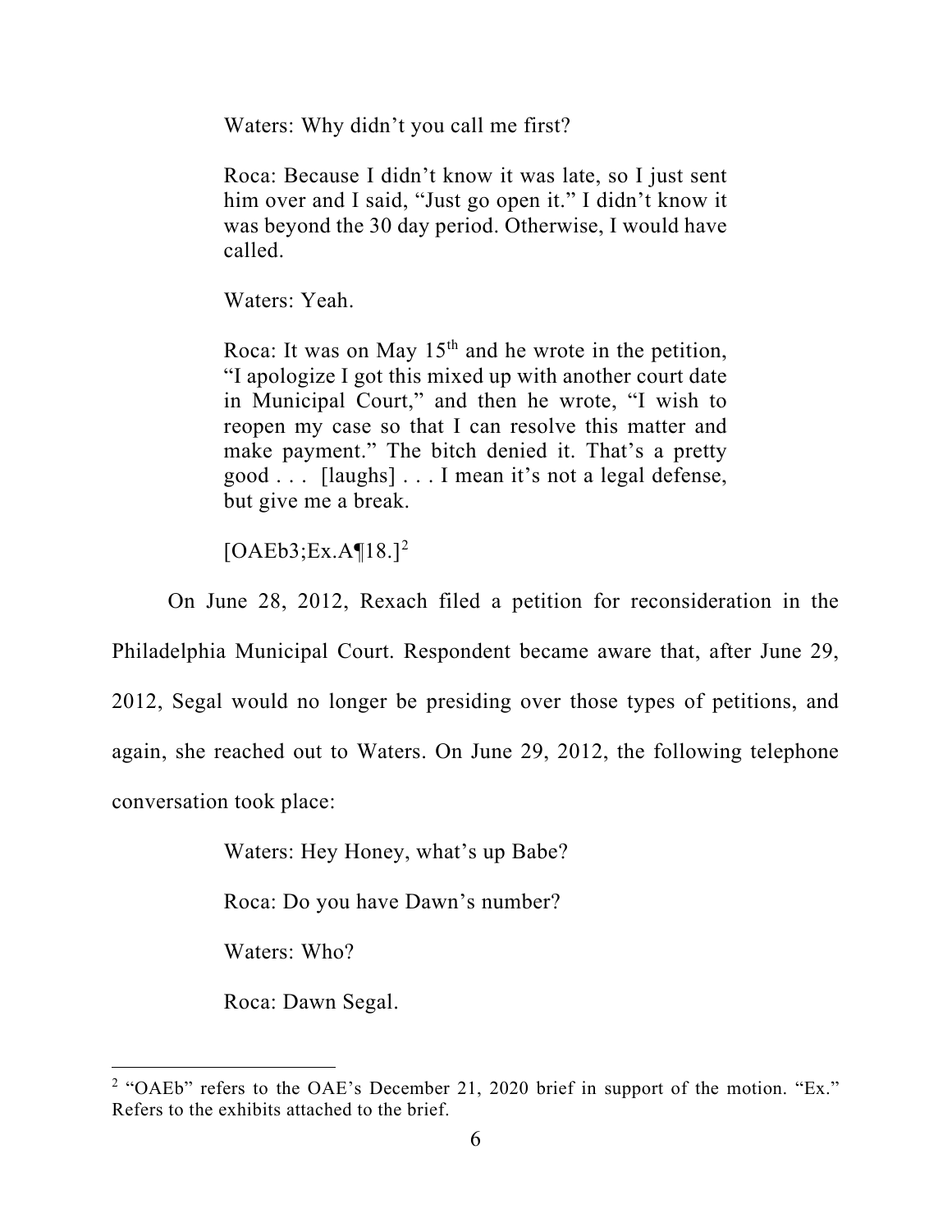> Waters: Why didn't you call me first?
>
> Roca: Because I didn't know it was late, so I just sent him over and I said, "Just go open it." I didn't know it was beyond the 30 day period. Otherwise, I would have called.
>
> Waters: Yeah.
>
> Roca: It was on May 15th and he wrote in the petition, "I apologize I got this mixed up with another court date in Municipal Court," and then he wrote, "I wish to reopen my case so that I can resolve this matter and make payment." The bitch denied it. That's a pretty good . . . [laughs] . . . I mean it's not a legal defense, but give me a break.
>
> [OAEb3;Ex.A¶18.][2]

On June 28, 2012, Rexach filed a petition for reconsideration in the Philadelphia Municipal Court. Respondent became aware that, after June 29, 2012, Segal would no longer be presiding over those types of petitions, and again, she reached out to Waters. On June 29, 2012, the following telephone conversation took place:

> Waters: Hey Honey, what's up Babe?
>
> Roca: Do you have Dawn's number?
>
> Waters: Who?
>
> Roca: Dawn Segal.

---

[2] "OAEb" refers to the OAE's December 21, 2020 brief in support of the motion. "Ex." Refers to the exhibits attached to the brief.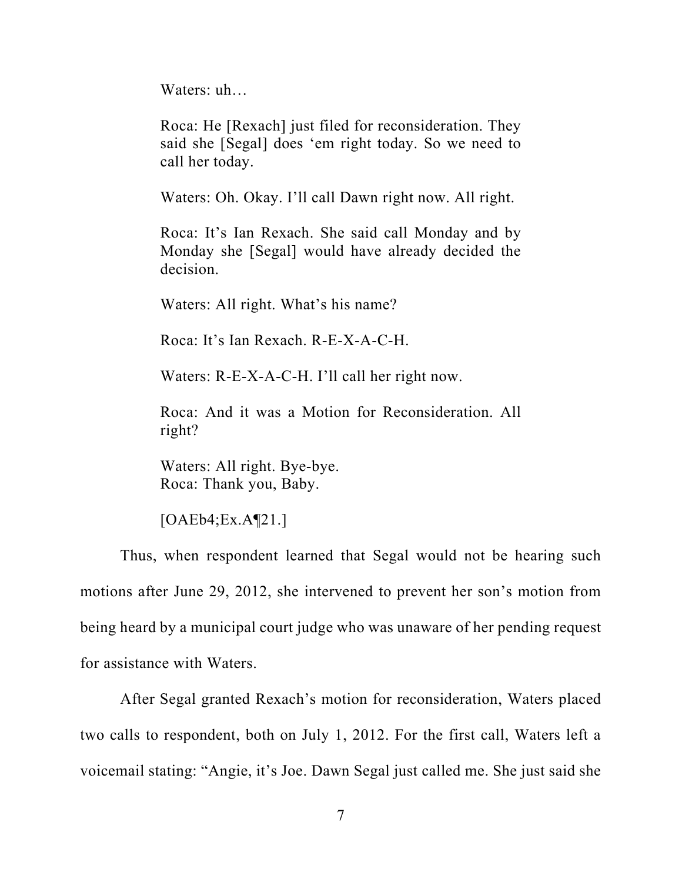> Waters: uh…
>
> Roca: He [Rexach] just filed for reconsideration. They said she [Segal] does 'em right today. So we need to call her today.
>
> Waters: Oh. Okay. I'll call Dawn right now. All right.
>
> Roca: It's Ian Rexach. She said call Monday and by Monday she [Segal] would have already decided the decision.
>
> Waters: All right. What's his name?
>
> Roca: It's Ian Rexach. R-E-X-A-C-H.
>
> Waters: R-E-X-A-C-H. I'll call her right now.
>
> Roca: And it was a Motion for Reconsideration. All right?
>
> Waters: All right. Bye-bye.
> Roca: Thank you, Baby.
>
> [OAEb4;Ex.A¶21.]

Thus, when respondent learned that Segal would not be hearing such motions after June 29, 2012, she intervened to prevent her son's motion from being heard by a municipal court judge who was unaware of her pending request for assistance with Waters.

After Segal granted Rexach's motion for reconsideration, Waters placed two calls to respondent, both on July 1, 2012. For the first call, Waters left a voicemail stating: "Angie, it's Joe. Dawn Segal just called me. She just said she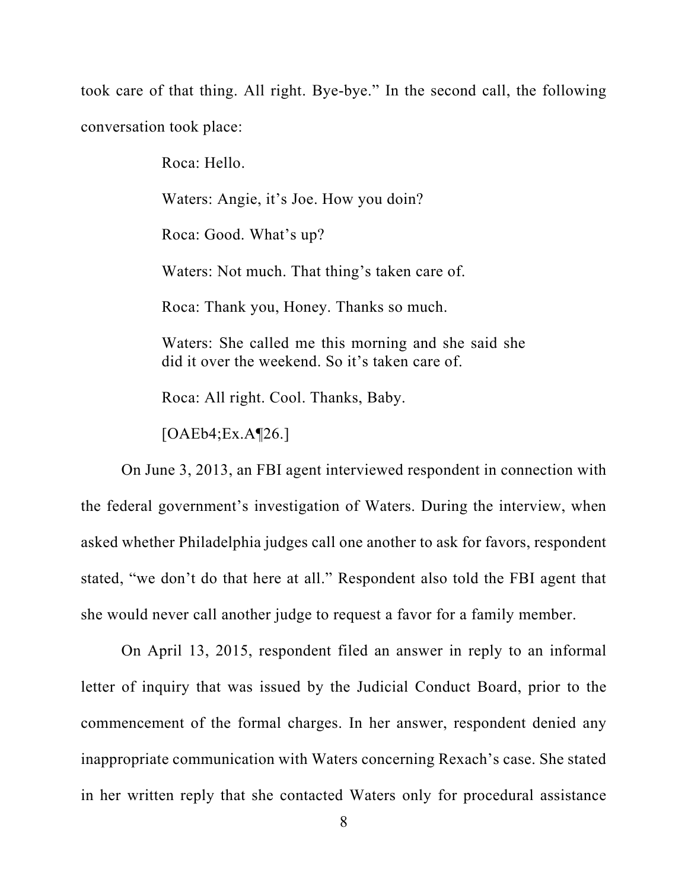took care of that thing. All right. Bye-bye." In the second call, the following conversation took place:

> Roca: Hello.
>
> Waters: Angie, it's Joe. How you doin?
>
> Roca: Good. What's up?
>
> Waters: Not much. That thing's taken care of.
>
> Roca: Thank you, Honey. Thanks so much.
>
> Waters: She called me this morning and she said she did it over the weekend. So it's taken care of.
>
> Roca: All right. Cool. Thanks, Baby.
>
> [OAEb4;Ex.A¶26.]

On June 3, 2013, an FBI agent interviewed respondent in connection with the federal government's investigation of Waters. During the interview, when asked whether Philadelphia judges call one another to ask for favors, respondent stated, "we don't do that here at all." Respondent also told the FBI agent that she would never call another judge to request a favor for a family member.

On April 13, 2015, respondent filed an answer in reply to an informal letter of inquiry that was issued by the Judicial Conduct Board, prior to the commencement of the formal charges. In her answer, respondent denied any inappropriate communication with Waters concerning Rexach's case. She stated in her written reply that she contacted Waters only for procedural assistance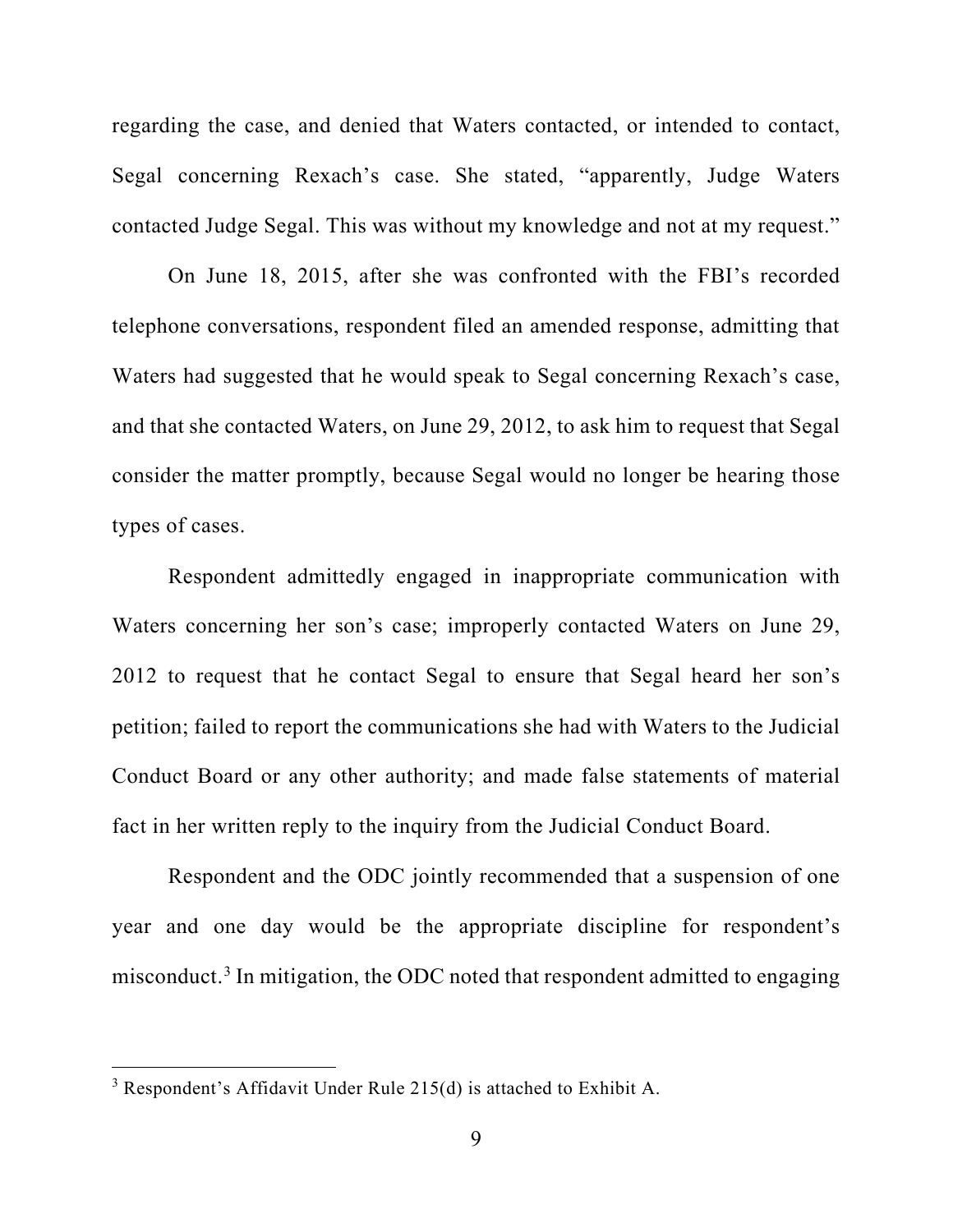regarding the case, and denied that Waters contacted, or intended to contact, Segal concerning Rexach's case. She stated, "apparently, Judge Waters contacted Judge Segal. This was without my knowledge and not at my request."

On June 18, 2015, after she was confronted with the FBI's recorded telephone conversations, respondent filed an amended response, admitting that Waters had suggested that he would speak to Segal concerning Rexach's case, and that she contacted Waters, on June 29, 2012, to ask him to request that Segal consider the matter promptly, because Segal would no longer be hearing those types of cases.

Respondent admittedly engaged in inappropriate communication with Waters concerning her son's case; improperly contacted Waters on June 29, 2012 to request that he contact Segal to ensure that Segal heard her son's petition; failed to report the communications she had with Waters to the Judicial Conduct Board or any other authority; and made false statements of material fact in her written reply to the inquiry from the Judicial Conduct Board.

Respondent and the ODC jointly recommended that a suspension of one year and one day would be the appropriate discipline for respondent's misconduct.[3] In mitigation, the ODC noted that respondent admitted to engaging

[3] Respondent's Affidavit Under Rule 215(d) is attached to Exhibit A.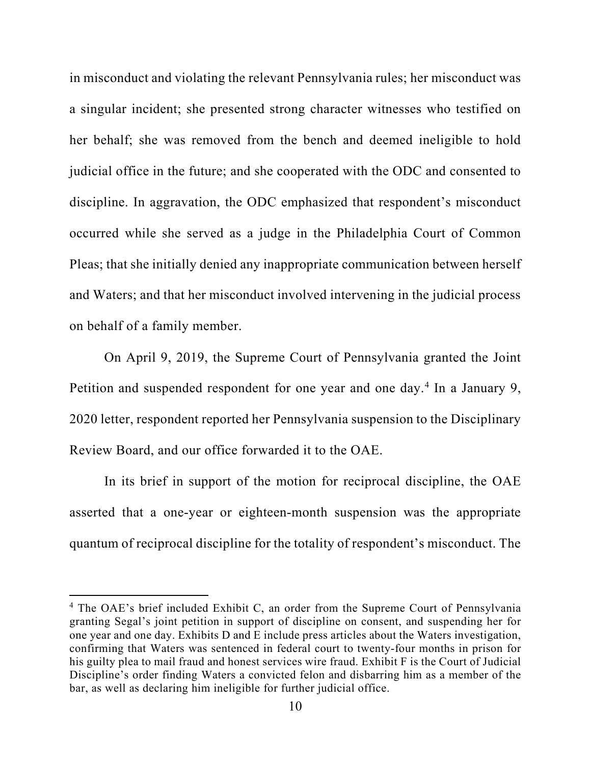in misconduct and violating the relevant Pennsylvania rules; her misconduct was a singular incident; she presented strong character witnesses who testified on her behalf; she was removed from the bench and deemed ineligible to hold judicial office in the future; and she cooperated with the ODC and consented to discipline. In aggravation, the ODC emphasized that respondent's misconduct occurred while she served as a judge in the Philadelphia Court of Common Pleas; that she initially denied any inappropriate communication between herself and Waters; and that her misconduct involved intervening in the judicial process on behalf of a family member.

On April 9, 2019, the Supreme Court of Pennsylvania granted the Joint Petition and suspended respondent for one year and one day.[4] In a January 9, 2020 letter, respondent reported her Pennsylvania suspension to the Disciplinary Review Board, and our office forwarded it to the OAE.

In its brief in support of the motion for reciprocal discipline, the OAE asserted that a one-year or eighteen-month suspension was the appropriate quantum of reciprocal discipline for the totality of respondent's misconduct. The

---

[4] The OAE's brief included Exhibit C, an order from the Supreme Court of Pennsylvania granting Segal's joint petition in support of discipline on consent, and suspending her for one year and one day. Exhibits D and E include press articles about the Waters investigation, confirming that Waters was sentenced in federal court to twenty-four months in prison for his guilty plea to mail fraud and honest services wire fraud. Exhibit F is the Court of Judicial Discipline's order finding Waters a convicted felon and disbarring him as a member of the bar, as well as declaring him ineligible for further judicial office.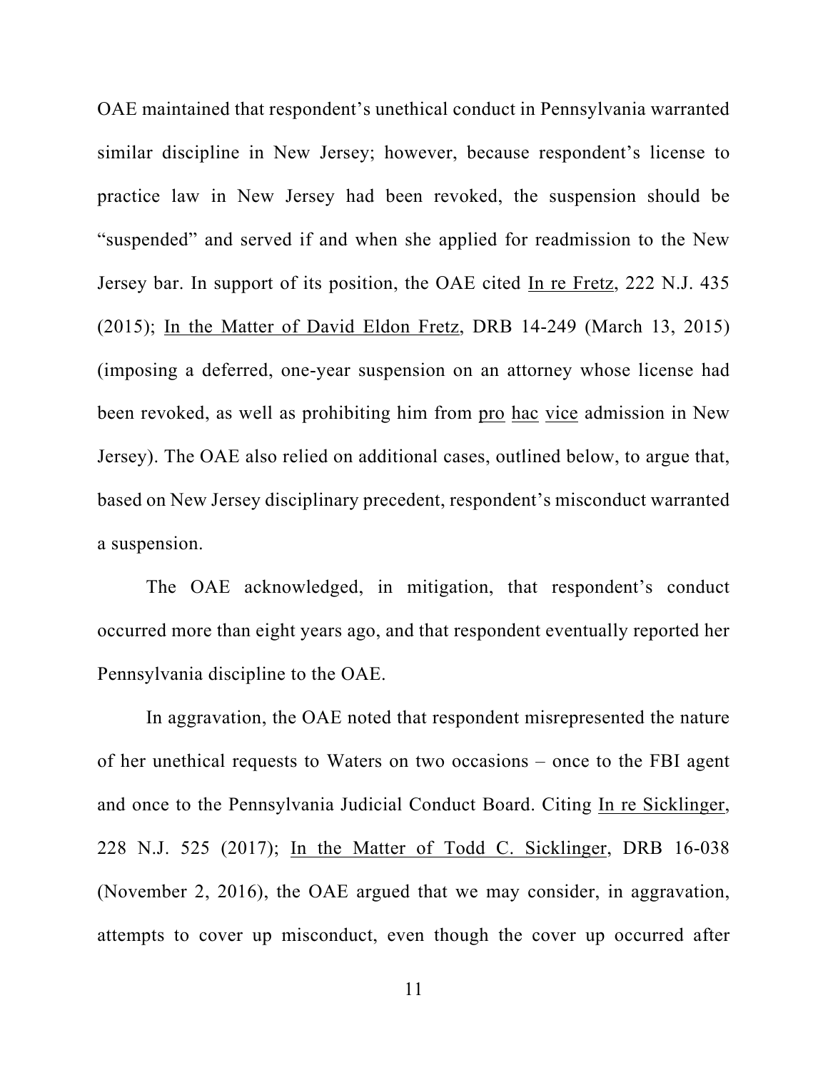OAE maintained that respondent's unethical conduct in Pennsylvania warranted similar discipline in New Jersey; however, because respondent's license to practice law in New Jersey had been revoked, the suspension should be "suspended" and served if and when she applied for readmission to the New Jersey bar. In support of its position, the OAE cited In re Fretz, 222 N.J. 435 (2015); In the Matter of David Eldon Fretz, DRB 14-249 (March 13, 2015) (imposing a deferred, one-year suspension on an attorney whose license had been revoked, as well as prohibiting him from pro hac vice admission in New Jersey). The OAE also relied on additional cases, outlined below, to argue that, based on New Jersey disciplinary precedent, respondent's misconduct warranted a suspension.

The OAE acknowledged, in mitigation, that respondent's conduct occurred more than eight years ago, and that respondent eventually reported her Pennsylvania discipline to the OAE.

In aggravation, the OAE noted that respondent misrepresented the nature of her unethical requests to Waters on two occasions – once to the FBI agent and once to the Pennsylvania Judicial Conduct Board. Citing In re Sicklinger, 228 N.J. 525 (2017); In the Matter of Todd C. Sicklinger, DRB 16-038 (November 2, 2016), the OAE argued that we may consider, in aggravation, attempts to cover up misconduct, even though the cover up occurred after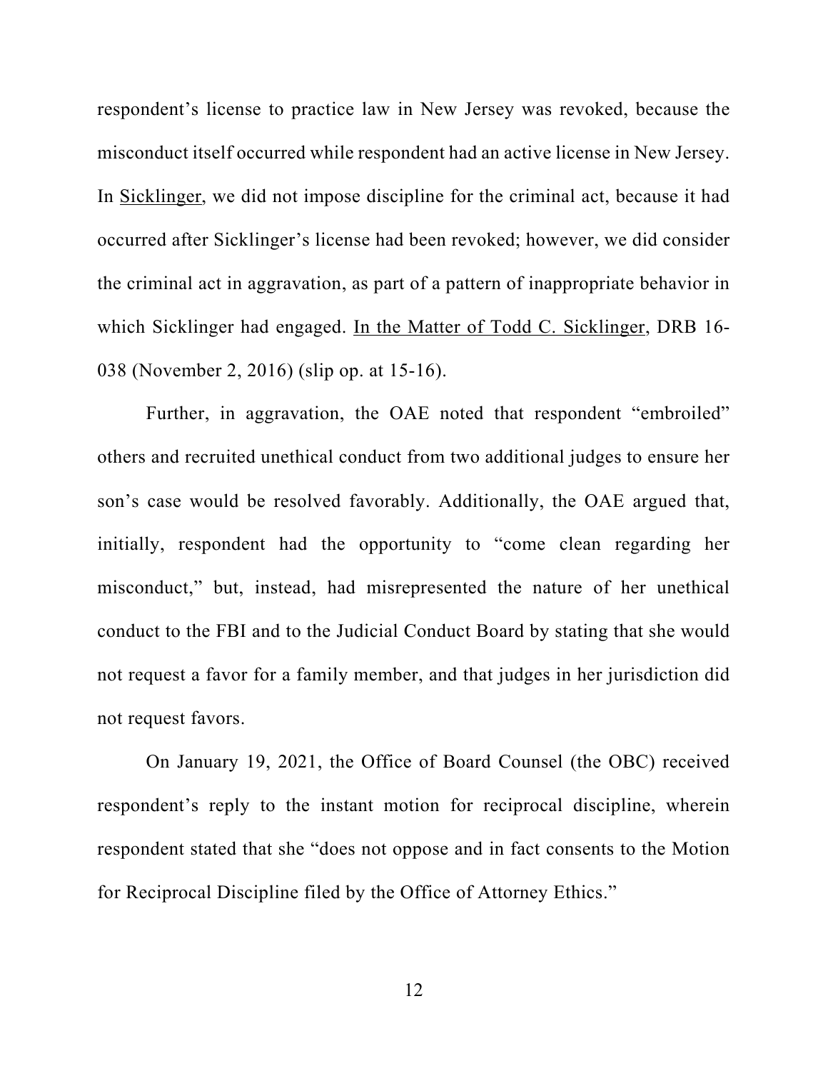respondent's license to practice law in New Jersey was revoked, because the misconduct itself occurred while respondent had an active license in New Jersey. In Sicklinger, we did not impose discipline for the criminal act, because it had occurred after Sicklinger's license had been revoked; however, we did consider the criminal act in aggravation, as part of a pattern of inappropriate behavior in which Sicklinger had engaged. In the Matter of Todd C. Sicklinger, DRB 16-038 (November 2, 2016) (slip op. at 15-16).

Further, in aggravation, the OAE noted that respondent "embroiled" others and recruited unethical conduct from two additional judges to ensure her son's case would be resolved favorably. Additionally, the OAE argued that, initially, respondent had the opportunity to "come clean regarding her misconduct," but, instead, had misrepresented the nature of her unethical conduct to the FBI and to the Judicial Conduct Board by stating that she would not request a favor for a family member, and that judges in her jurisdiction did not request favors.

On January 19, 2021, the Office of Board Counsel (the OBC) received respondent's reply to the instant motion for reciprocal discipline, wherein respondent stated that she "does not oppose and in fact consents to the Motion for Reciprocal Discipline filed by the Office of Attorney Ethics."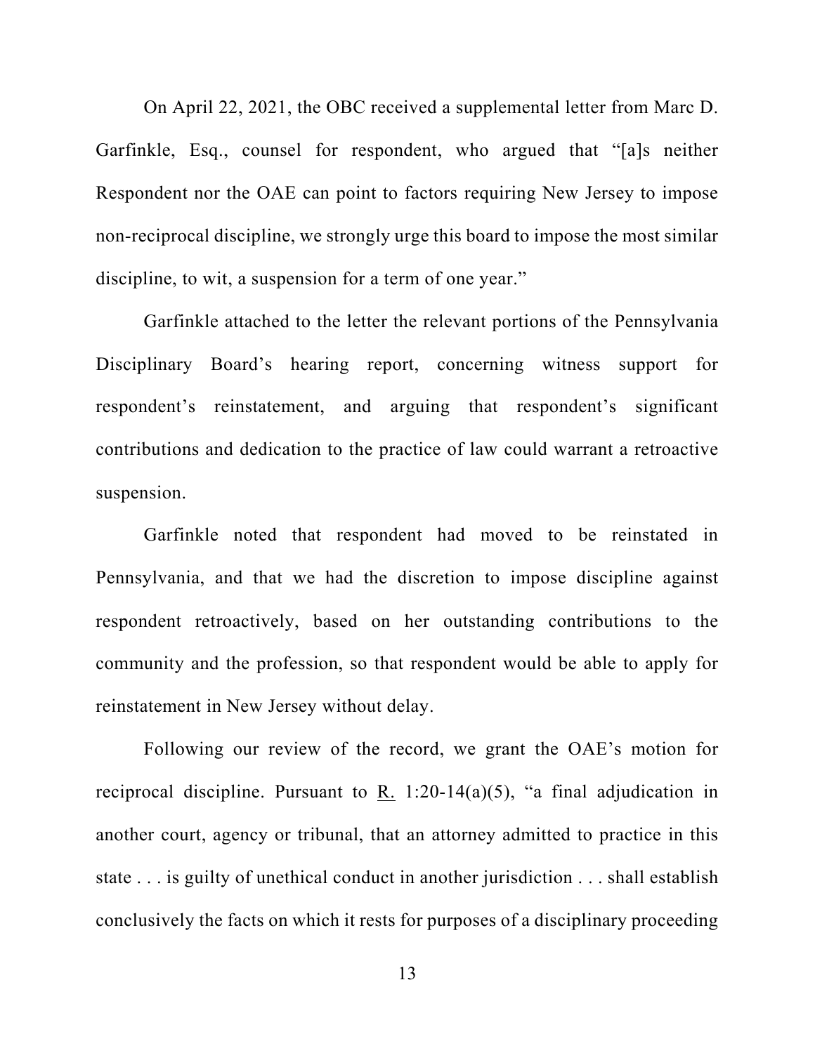On April 22, 2021, the OBC received a supplemental letter from Marc D. Garfinkle, Esq., counsel for respondent, who argued that "[a]s neither Respondent nor the OAE can point to factors requiring New Jersey to impose non-reciprocal discipline, we strongly urge this board to impose the most similar discipline, to wit, a suspension for a term of one year."

Garfinkle attached to the letter the relevant portions of the Pennsylvania Disciplinary Board's hearing report, concerning witness support for respondent's reinstatement, and arguing that respondent's significant contributions and dedication to the practice of law could warrant a retroactive suspension.

Garfinkle noted that respondent had moved to be reinstated in Pennsylvania, and that we had the discretion to impose discipline against respondent retroactively, based on her outstanding contributions to the community and the profession, so that respondent would be able to apply for reinstatement in New Jersey without delay.

Following our review of the record, we grant the OAE's motion for reciprocal discipline. Pursuant to R. 1:20-14(a)(5), "a final adjudication in another court, agency or tribunal, that an attorney admitted to practice in this state . . . is guilty of unethical conduct in another jurisdiction . . . shall establish conclusively the facts on which it rests for purposes of a disciplinary proceeding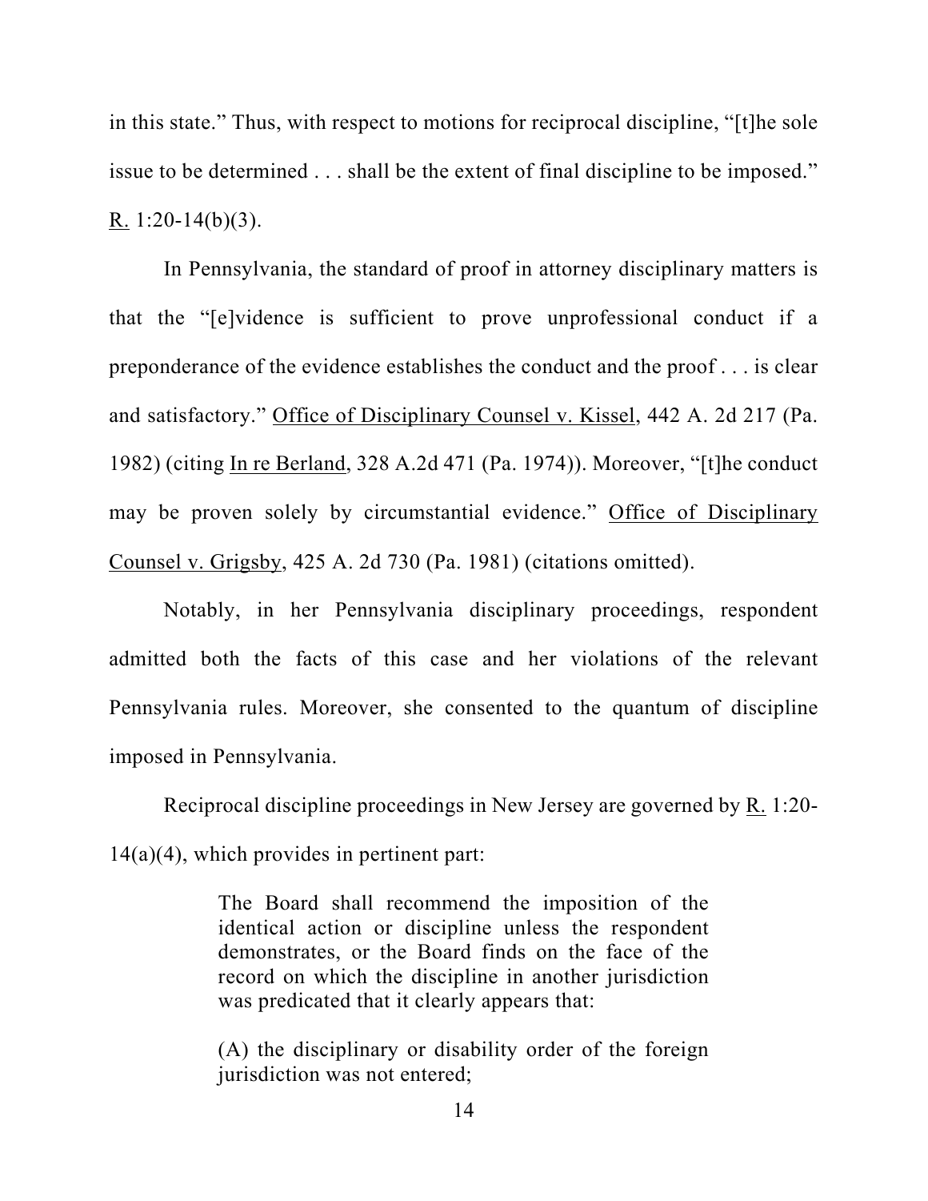in this state." Thus, with respect to motions for reciprocal discipline, "[t]he sole issue to be determined . . . shall be the extent of final discipline to be imposed." R. 1:20-14(b)(3).

In Pennsylvania, the standard of proof in attorney disciplinary matters is that the "[e]vidence is sufficient to prove unprofessional conduct if a preponderance of the evidence establishes the conduct and the proof . . . is clear and satisfactory." Office of Disciplinary Counsel v. Kissel, 442 A. 2d 217 (Pa. 1982) (citing In re Berland, 328 A.2d 471 (Pa. 1974)). Moreover, "[t]he conduct may be proven solely by circumstantial evidence." Office of Disciplinary Counsel v. Grigsby, 425 A. 2d 730 (Pa. 1981) (citations omitted).

Notably, in her Pennsylvania disciplinary proceedings, respondent admitted both the facts of this case and her violations of the relevant Pennsylvania rules. Moreover, she consented to the quantum of discipline imposed in Pennsylvania.

Reciprocal discipline proceedings in New Jersey are governed by R. 1:20-14(a)(4), which provides in pertinent part:

> The Board shall recommend the imposition of the identical action or discipline unless the respondent demonstrates, or the Board finds on the face of the record on which the discipline in another jurisdiction was predicated that it clearly appears that:
>
> (A) the disciplinary or disability order of the foreign jurisdiction was not entered;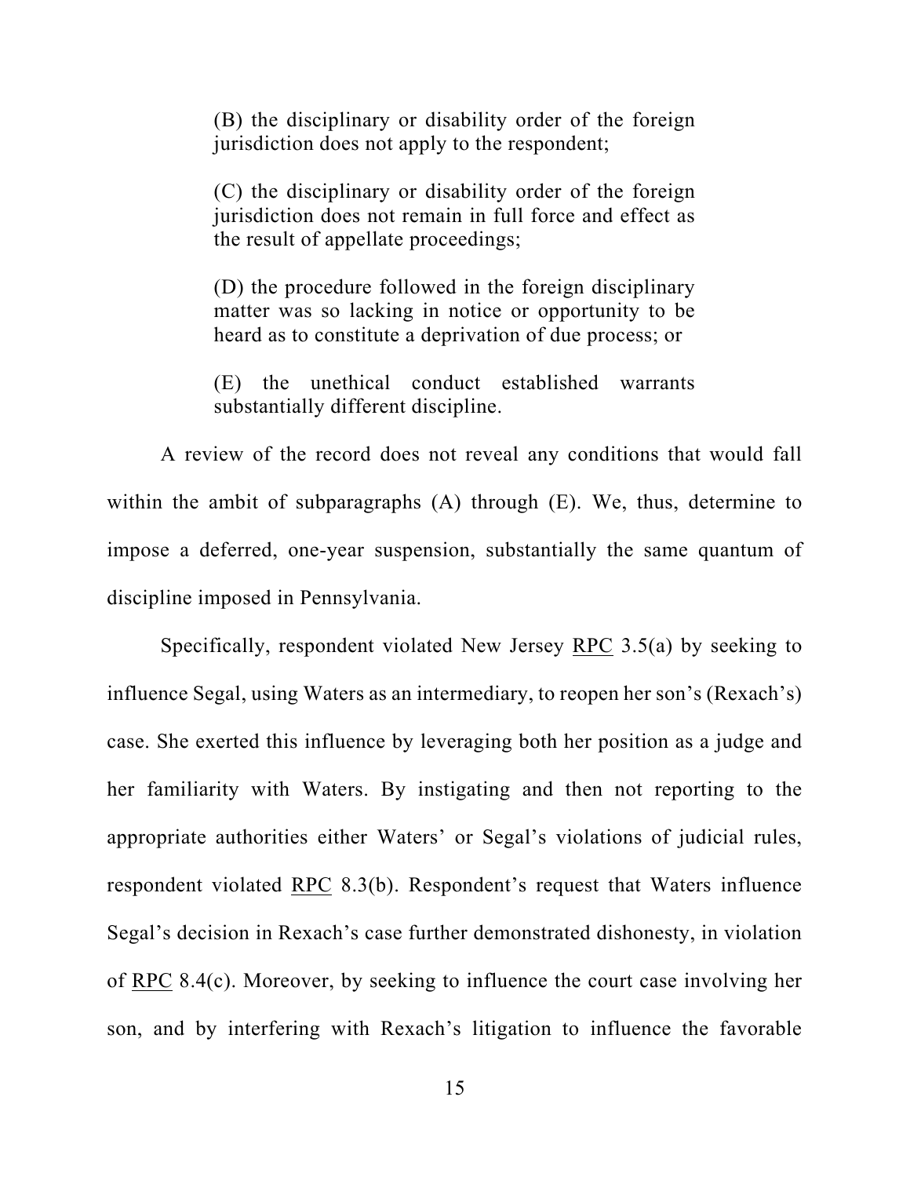> (B) the disciplinary or disability order of the foreign jurisdiction does not apply to the respondent;
>
> (C) the disciplinary or disability order of the foreign jurisdiction does not remain in full force and effect as the result of appellate proceedings;
>
> (D) the procedure followed in the foreign disciplinary matter was so lacking in notice or opportunity to be heard as to constitute a deprivation of due process; or
>
> (E) the unethical conduct established warrants substantially different discipline.

A review of the record does not reveal any conditions that would fall within the ambit of subparagraphs (A) through (E). We, thus, determine to impose a deferred, one-year suspension, substantially the same quantum of discipline imposed in Pennsylvania.

Specifically, respondent violated New Jersey RPC 3.5(a) by seeking to influence Segal, using Waters as an intermediary, to reopen her son's (Rexach's) case. She exerted this influence by leveraging both her position as a judge and her familiarity with Waters. By instigating and then not reporting to the appropriate authorities either Waters' or Segal's violations of judicial rules, respondent violated RPC 8.3(b). Respondent's request that Waters influence Segal's decision in Rexach's case further demonstrated dishonesty, in violation of RPC 8.4(c). Moreover, by seeking to influence the court case involving her son, and by interfering with Rexach's litigation to influence the favorable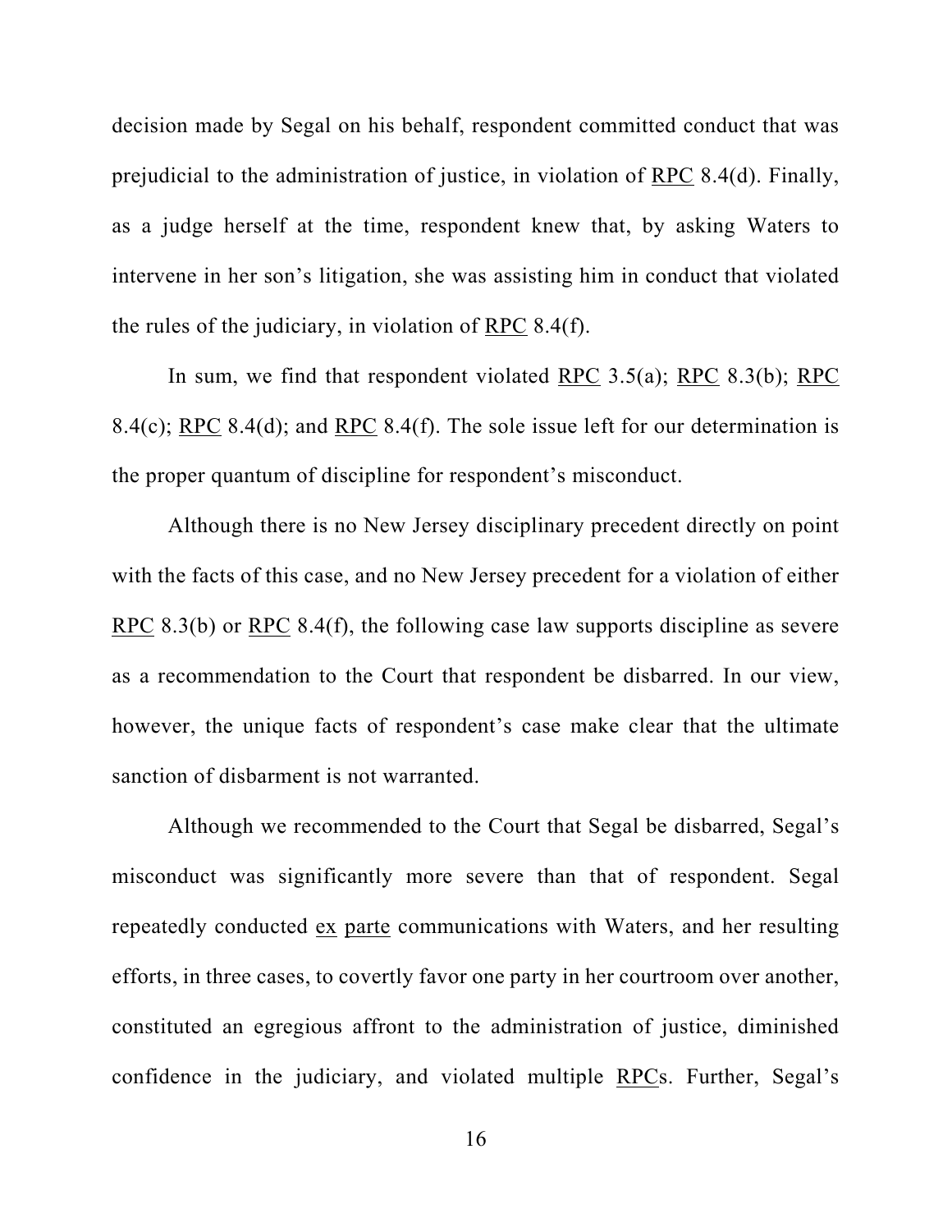decision made by Segal on his behalf, respondent committed conduct that was prejudicial to the administration of justice, in violation of RPC 8.4(d). Finally, as a judge herself at the time, respondent knew that, by asking Waters to intervene in her son's litigation, she was assisting him in conduct that violated the rules of the judiciary, in violation of RPC 8.4(f).

In sum, we find that respondent violated RPC 3.5(a); RPC 8.3(b); RPC 8.4(c); RPC 8.4(d); and RPC 8.4(f). The sole issue left for our determination is the proper quantum of discipline for respondent's misconduct.

Although there is no New Jersey disciplinary precedent directly on point with the facts of this case, and no New Jersey precedent for a violation of either RPC 8.3(b) or RPC 8.4(f), the following case law supports discipline as severe as a recommendation to the Court that respondent be disbarred. In our view, however, the unique facts of respondent's case make clear that the ultimate sanction of disbarment is not warranted.

Although we recommended to the Court that Segal be disbarred, Segal's misconduct was significantly more severe than that of respondent. Segal repeatedly conducted ex parte communications with Waters, and her resulting efforts, in three cases, to covertly favor one party in her courtroom over another, constituted an egregious affront to the administration of justice, diminished confidence in the judiciary, and violated multiple RPCs. Further, Segal's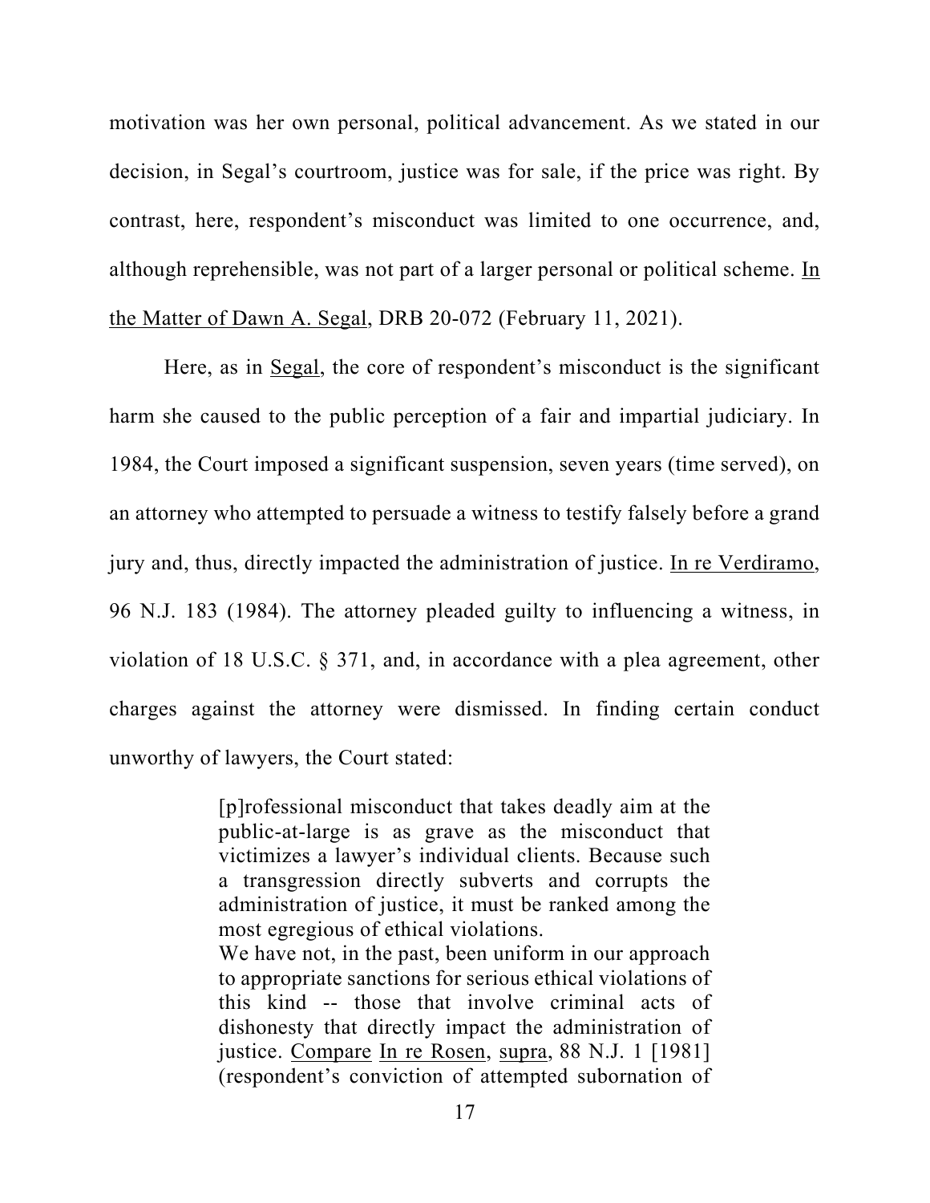motivation was her own personal, political advancement. As we stated in our decision, in Segal's courtroom, justice was for sale, if the price was right. By contrast, here, respondent's misconduct was limited to one occurrence, and, although reprehensible, was not part of a larger personal or political scheme. In the Matter of Dawn A. Segal, DRB 20-072 (February 11, 2021).

Here, as in Segal, the core of respondent's misconduct is the significant harm she caused to the public perception of a fair and impartial judiciary. In 1984, the Court imposed a significant suspension, seven years (time served), on an attorney who attempted to persuade a witness to testify falsely before a grand jury and, thus, directly impacted the administration of justice. In re Verdiramo, 96 N.J. 183 (1984). The attorney pleaded guilty to influencing a witness, in violation of 18 U.S.C. § 371, and, in accordance with a plea agreement, other charges against the attorney were dismissed. In finding certain conduct unworthy of lawyers, the Court stated:

> [p]rofessional misconduct that takes deadly aim at the public-at-large is as grave as the misconduct that victimizes a lawyer's individual clients. Because such a transgression directly subverts and corrupts the administration of justice, it must be ranked among the most egregious of ethical violations.
>
> We have not, in the past, been uniform in our approach to appropriate sanctions for serious ethical violations of this kind -- those that involve criminal acts of dishonesty that directly impact the administration of justice. Compare In re Rosen, supra, 88 N.J. 1 [1981] (respondent's conviction of attempted subornation of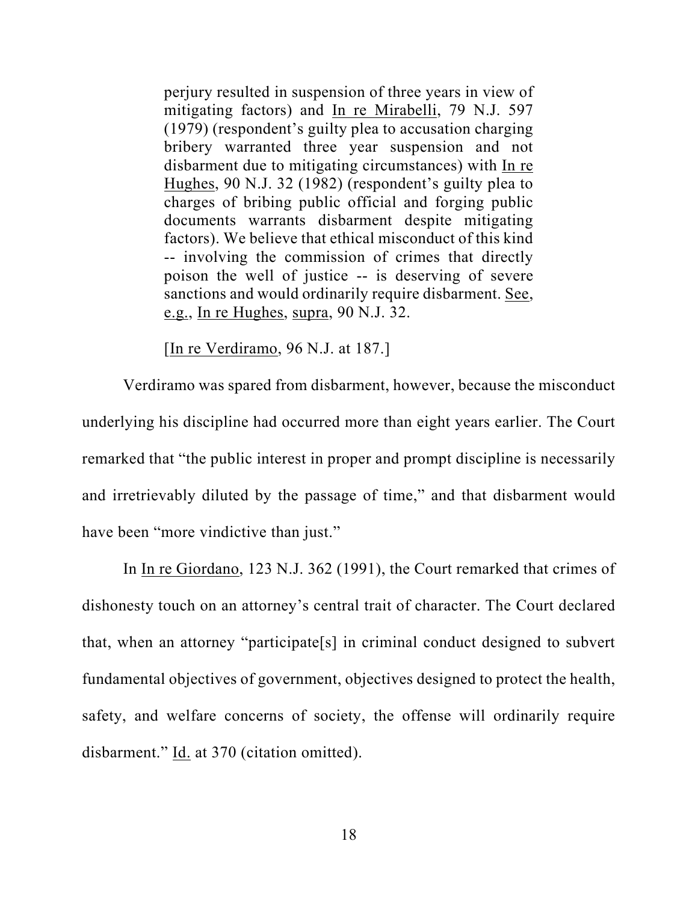> perjury resulted in suspension of three years in view of mitigating factors) and In re Mirabelli, 79 N.J. 597 (1979) (respondent's guilty plea to accusation charging bribery warranted three year suspension and not disbarment due to mitigating circumstances) with In re Hughes, 90 N.J. 32 (1982) (respondent's guilty plea to charges of bribing public official and forging public documents warrants disbarment despite mitigating factors). We believe that ethical misconduct of this kind -- involving the commission of crimes that directly poison the well of justice -- is deserving of severe sanctions and would ordinarily require disbarment. See, e.g., In re Hughes, supra, 90 N.J. 32.
>
> [In re Verdiramo, 96 N.J. at 187.]

Verdiramo was spared from disbarment, however, because the misconduct underlying his discipline had occurred more than eight years earlier. The Court remarked that "the public interest in proper and prompt discipline is necessarily and irretrievably diluted by the passage of time," and that disbarment would have been "more vindictive than just."

In In re Giordano, 123 N.J. 362 (1991), the Court remarked that crimes of dishonesty touch on an attorney's central trait of character. The Court declared that, when an attorney "participate[s] in criminal conduct designed to subvert fundamental objectives of government, objectives designed to protect the health, safety, and welfare concerns of society, the offense will ordinarily require disbarment." Id. at 370 (citation omitted).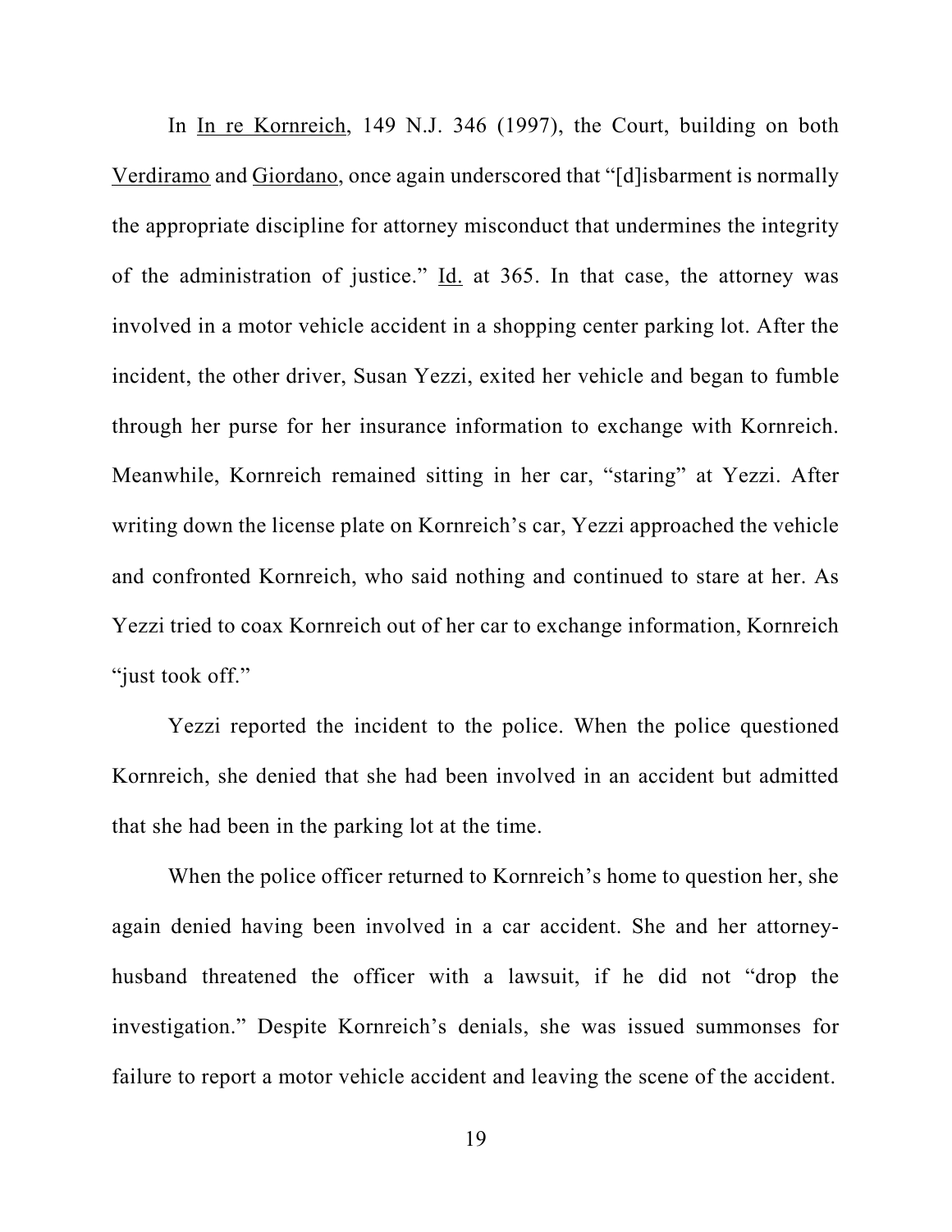In In re Kornreich, 149 N.J. 346 (1997), the Court, building on both Verdiramo and Giordano, once again underscored that "[d]isbarment is normally the appropriate discipline for attorney misconduct that undermines the integrity of the administration of justice." Id. at 365. In that case, the attorney was involved in a motor vehicle accident in a shopping center parking lot. After the incident, the other driver, Susan Yezzi, exited her vehicle and began to fumble through her purse for her insurance information to exchange with Kornreich. Meanwhile, Kornreich remained sitting in her car, "staring" at Yezzi. After writing down the license plate on Kornreich's car, Yezzi approached the vehicle and confronted Kornreich, who said nothing and continued to stare at her. As Yezzi tried to coax Kornreich out of her car to exchange information, Kornreich "just took off."

Yezzi reported the incident to the police. When the police questioned Kornreich, she denied that she had been involved in an accident but admitted that she had been in the parking lot at the time.

When the police officer returned to Kornreich's home to question her, she again denied having been involved in a car accident. She and her attorney-husband threatened the officer with a lawsuit, if he did not "drop the investigation." Despite Kornreich's denials, she was issued summonses for failure to report a motor vehicle accident and leaving the scene of the accident.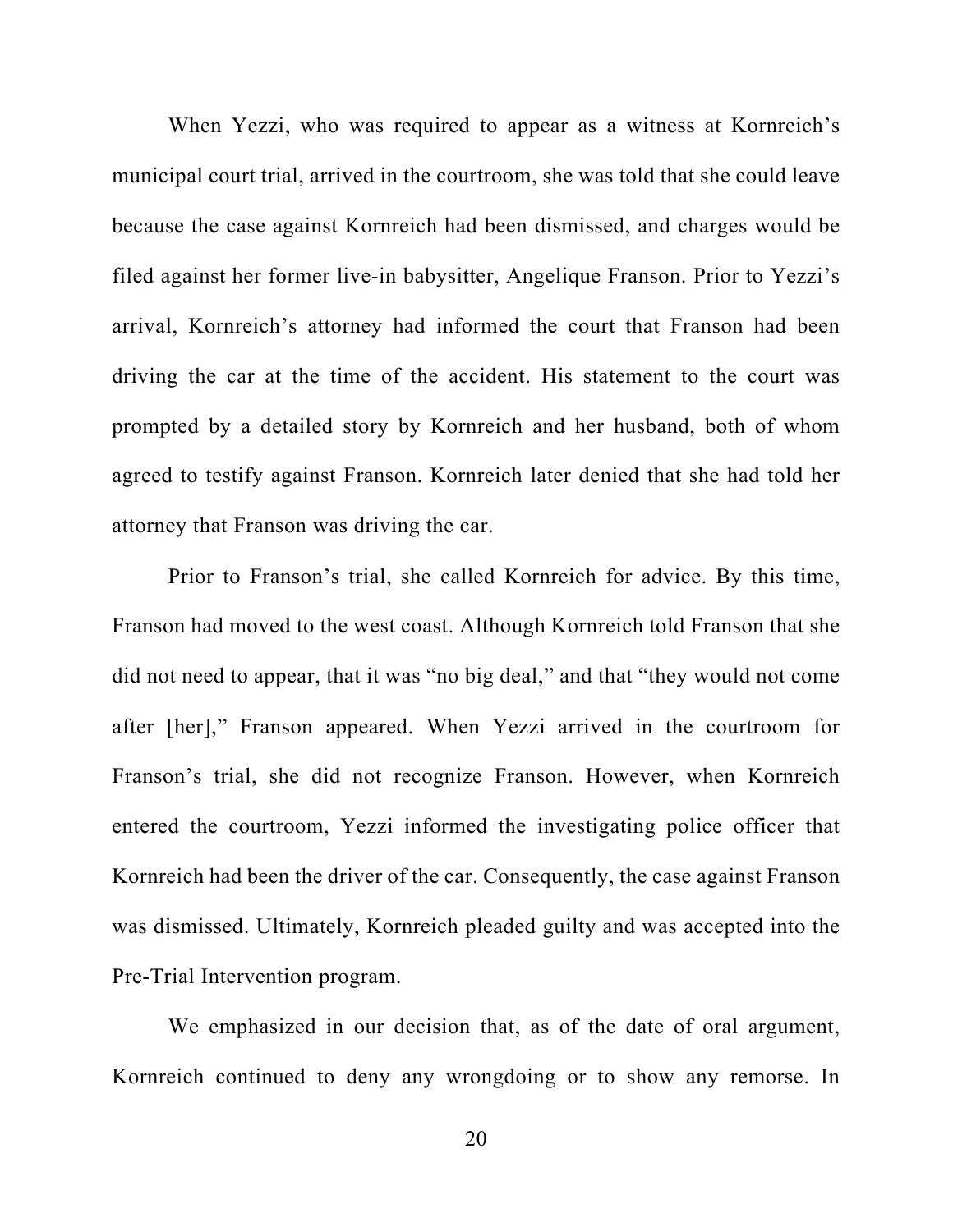When Yezzi, who was required to appear as a witness at Kornreich's municipal court trial, arrived in the courtroom, she was told that she could leave because the case against Kornreich had been dismissed, and charges would be filed against her former live-in babysitter, Angelique Franson. Prior to Yezzi's arrival, Kornreich's attorney had informed the court that Franson had been driving the car at the time of the accident. His statement to the court was prompted by a detailed story by Kornreich and her husband, both of whom agreed to testify against Franson. Kornreich later denied that she had told her attorney that Franson was driving the car.

Prior to Franson's trial, she called Kornreich for advice. By this time, Franson had moved to the west coast. Although Kornreich told Franson that she did not need to appear, that it was "no big deal," and that "they would not come after [her]," Franson appeared. When Yezzi arrived in the courtroom for Franson's trial, she did not recognize Franson. However, when Kornreich entered the courtroom, Yezzi informed the investigating police officer that Kornreich had been the driver of the car. Consequently, the case against Franson was dismissed. Ultimately, Kornreich pleaded guilty and was accepted into the Pre-Trial Intervention program.

We emphasized in our decision that, as of the date of oral argument, Kornreich continued to deny any wrongdoing or to show any remorse. In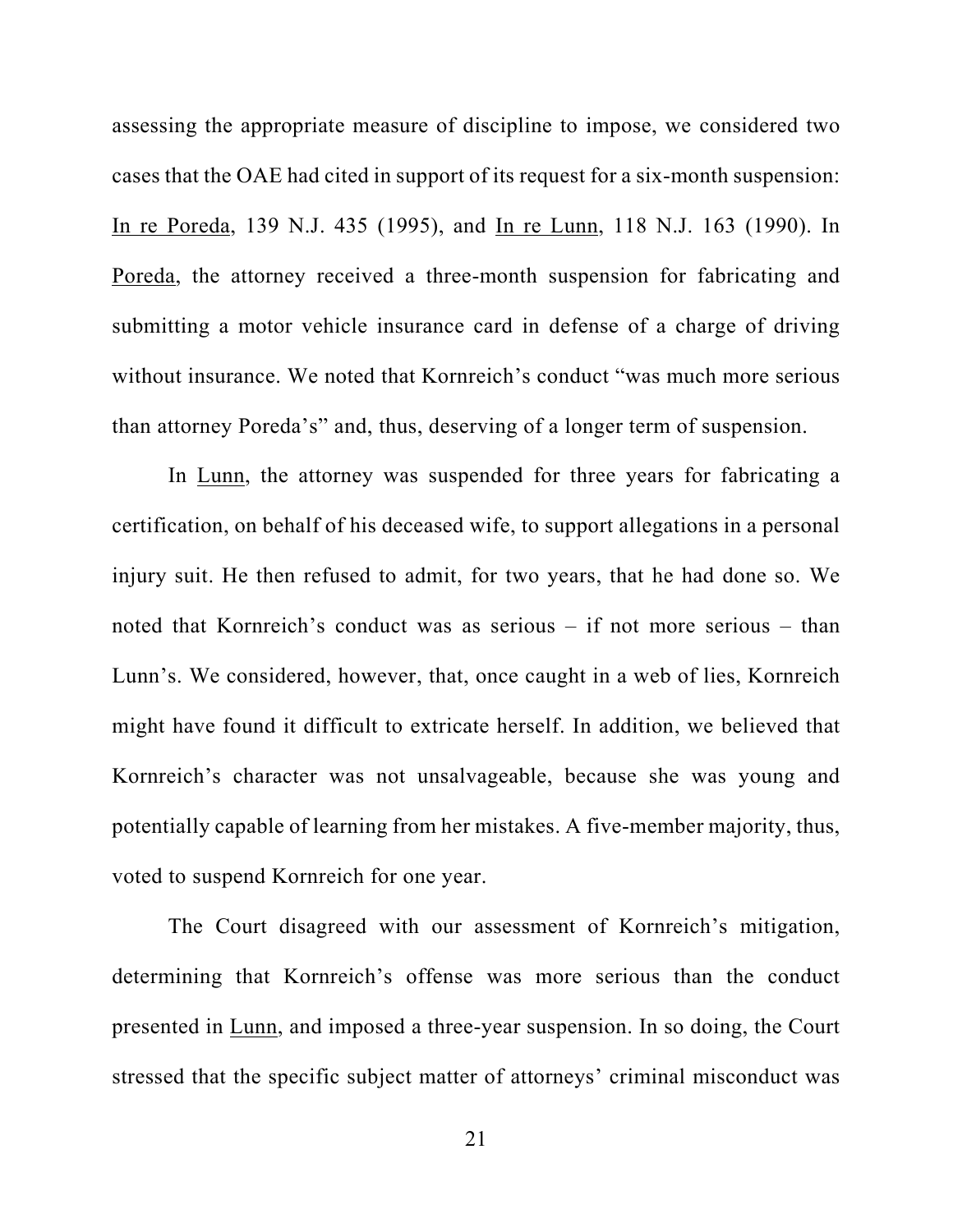assessing the appropriate measure of discipline to impose, we considered two cases that the OAE had cited in support of its request for a six-month suspension: In re Poreda, 139 N.J. 435 (1995), and In re Lunn, 118 N.J. 163 (1990). In Poreda, the attorney received a three-month suspension for fabricating and submitting a motor vehicle insurance card in defense of a charge of driving without insurance. We noted that Kornreich's conduct "was much more serious than attorney Poreda's" and, thus, deserving of a longer term of suspension.

In Lunn, the attorney was suspended for three years for fabricating a certification, on behalf of his deceased wife, to support allegations in a personal injury suit. He then refused to admit, for two years, that he had done so. We noted that Kornreich's conduct was as serious – if not more serious – than Lunn's. We considered, however, that, once caught in a web of lies, Kornreich might have found it difficult to extricate herself. In addition, we believed that Kornreich's character was not unsalvageable, because she was young and potentially capable of learning from her mistakes. A five-member majority, thus, voted to suspend Kornreich for one year.

The Court disagreed with our assessment of Kornreich's mitigation, determining that Kornreich's offense was more serious than the conduct presented in Lunn, and imposed a three-year suspension. In so doing, the Court stressed that the specific subject matter of attorneys' criminal misconduct was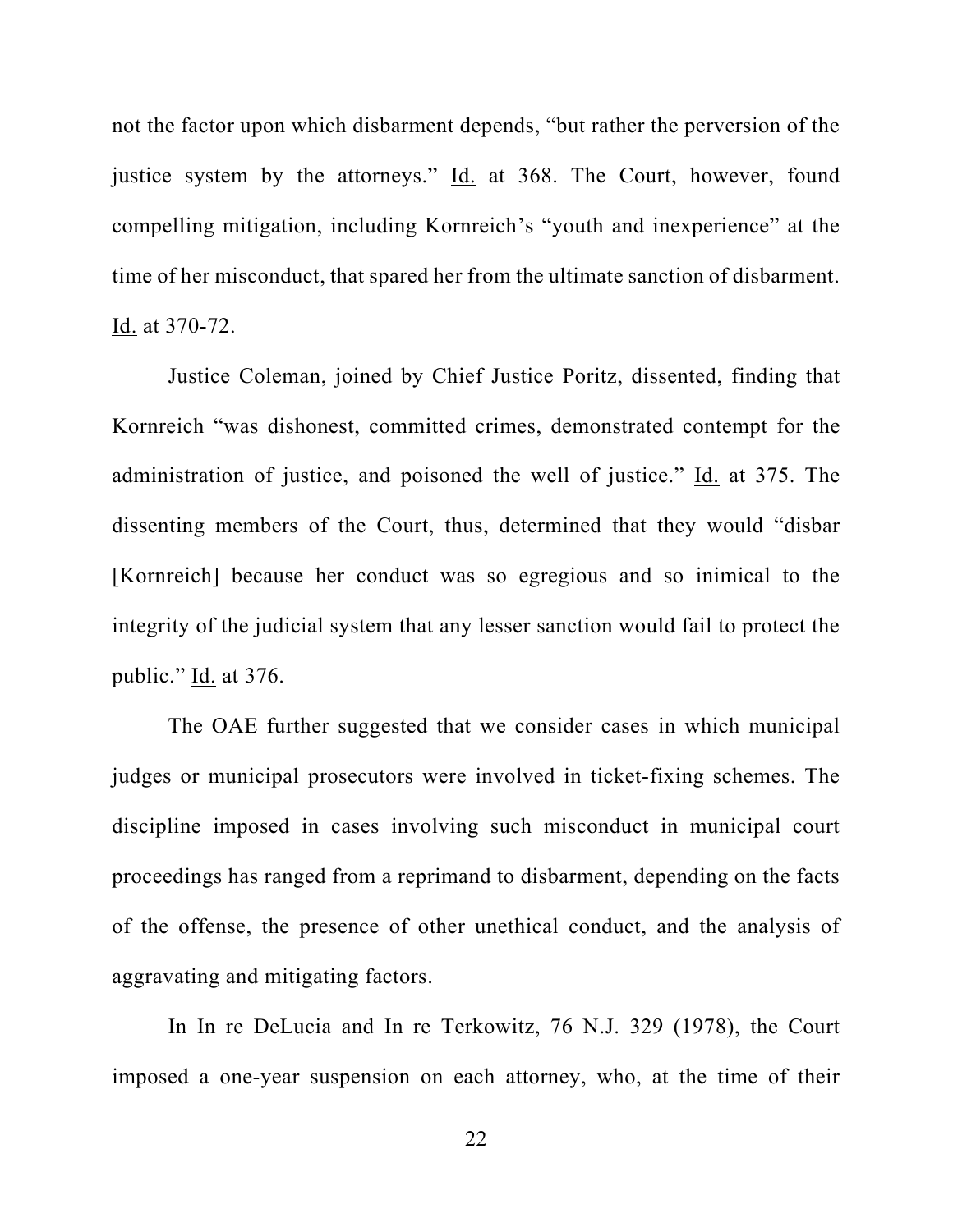not the factor upon which disbarment depends, "but rather the perversion of the justice system by the attorneys." Id. at 368. The Court, however, found compelling mitigation, including Kornreich's "youth and inexperience" at the time of her misconduct, that spared her from the ultimate sanction of disbarment. Id. at 370-72.

Justice Coleman, joined by Chief Justice Poritz, dissented, finding that Kornreich "was dishonest, committed crimes, demonstrated contempt for the administration of justice, and poisoned the well of justice." Id. at 375. The dissenting members of the Court, thus, determined that they would "disbar [Kornreich] because her conduct was so egregious and so inimical to the integrity of the judicial system that any lesser sanction would fail to protect the public." Id. at 376.

The OAE further suggested that we consider cases in which municipal judges or municipal prosecutors were involved in ticket-fixing schemes. The discipline imposed in cases involving such misconduct in municipal court proceedings has ranged from a reprimand to disbarment, depending on the facts of the offense, the presence of other unethical conduct, and the analysis of aggravating and mitigating factors.

In In re DeLucia and In re Terkowitz, 76 N.J. 329 (1978), the Court imposed a one-year suspension on each attorney, who, at the time of their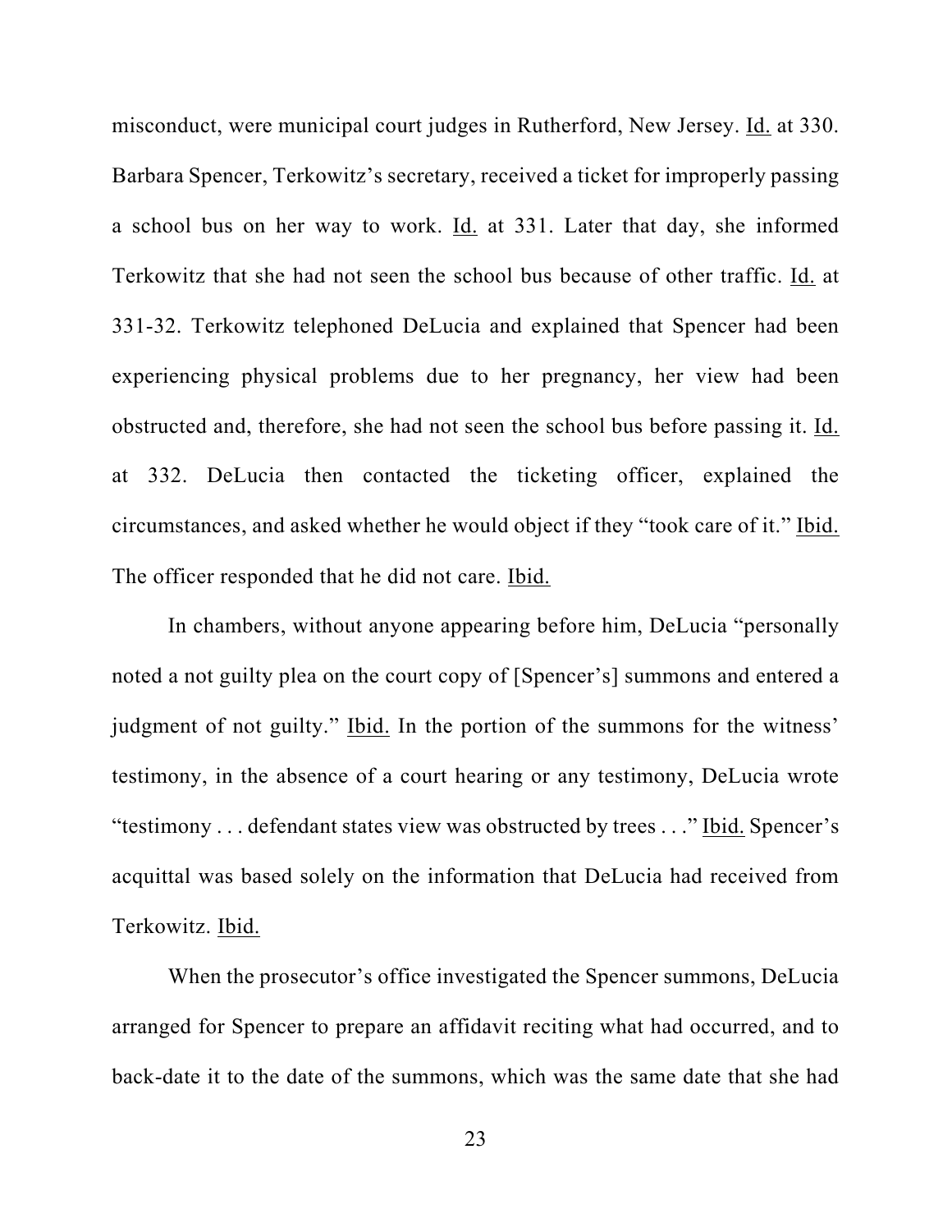misconduct, were municipal court judges in Rutherford, New Jersey. Id. at 330. Barbara Spencer, Terkowitz's secretary, received a ticket for improperly passing a school bus on her way to work. Id. at 331. Later that day, she informed Terkowitz that she had not seen the school bus because of other traffic. Id. at 331-32. Terkowitz telephoned DeLucia and explained that Spencer had been experiencing physical problems due to her pregnancy, her view had been obstructed and, therefore, she had not seen the school bus before passing it. Id. at 332. DeLucia then contacted the ticketing officer, explained the circumstances, and asked whether he would object if they "took care of it." Ibid. The officer responded that he did not care. Ibid.

In chambers, without anyone appearing before him, DeLucia "personally noted a not guilty plea on the court copy of [Spencer's] summons and entered a judgment of not guilty." Ibid. In the portion of the summons for the witness' testimony, in the absence of a court hearing or any testimony, DeLucia wrote "testimony . . . defendant states view was obstructed by trees . . ." Ibid. Spencer's acquittal was based solely on the information that DeLucia had received from Terkowitz. Ibid.

When the prosecutor's office investigated the Spencer summons, DeLucia arranged for Spencer to prepare an affidavit reciting what had occurred, and to back-date it to the date of the summons, which was the same date that she had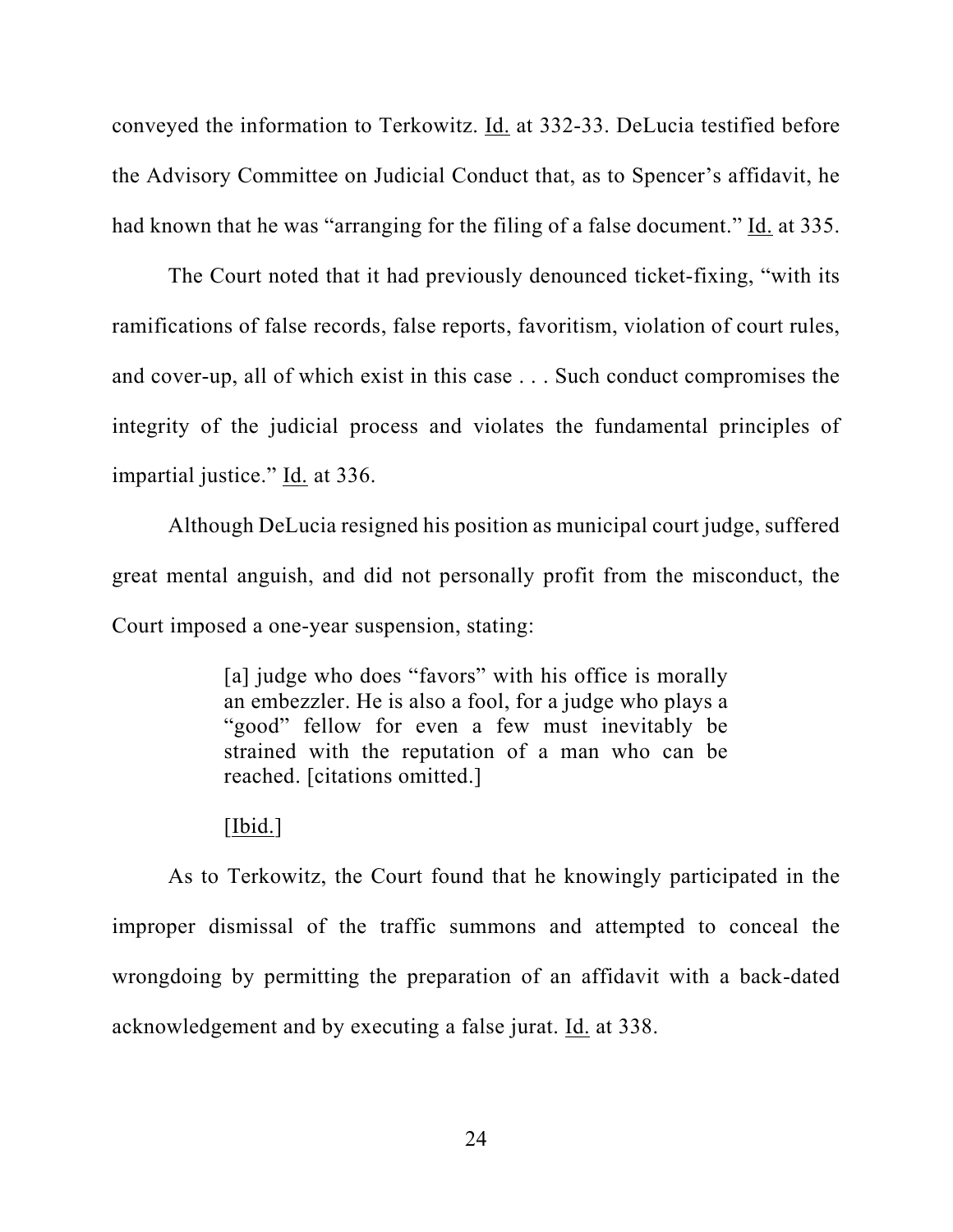conveyed the information to Terkowitz. Id. at 332-33. DeLucia testified before the Advisory Committee on Judicial Conduct that, as to Spencer's affidavit, he had known that he was "arranging for the filing of a false document." Id. at 335.

The Court noted that it had previously denounced ticket-fixing, "with its ramifications of false records, false reports, favoritism, violation of court rules, and cover-up, all of which exist in this case . . . Such conduct compromises the integrity of the judicial process and violates the fundamental principles of impartial justice." Id. at 336.

Although DeLucia resigned his position as municipal court judge, suffered great mental anguish, and did not personally profit from the misconduct, the Court imposed a one-year suspension, stating:

> [a] judge who does "favors" with his office is morally an embezzler. He is also a fool, for a judge who plays a "good" fellow for even a few must inevitably be strained with the reputation of a man who can be reached. [citations omitted.]
>
> [Ibid.]

As to Terkowitz, the Court found that he knowingly participated in the improper dismissal of the traffic summons and attempted to conceal the wrongdoing by permitting the preparation of an affidavit with a back-dated acknowledgement and by executing a false jurat. Id. at 338.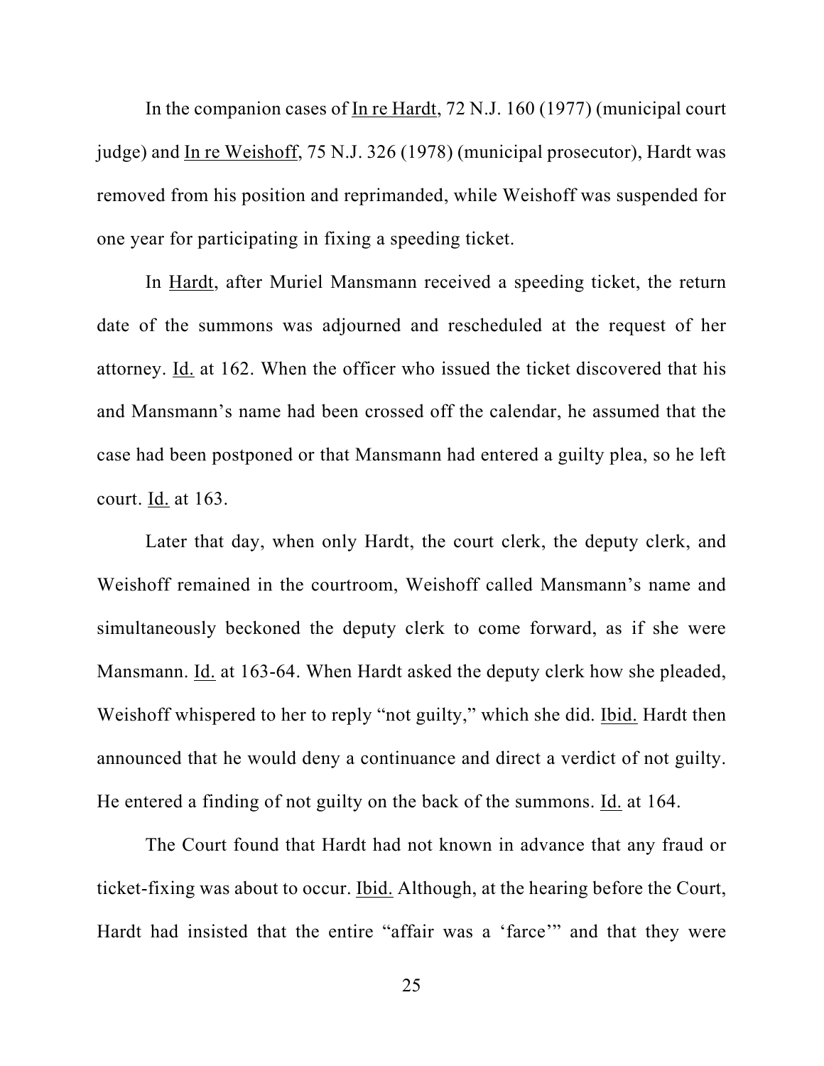In the companion cases of In re Hardt, 72 N.J. 160 (1977) (municipal court judge) and In re Weishoff, 75 N.J. 326 (1978) (municipal prosecutor), Hardt was removed from his position and reprimanded, while Weishoff was suspended for one year for participating in fixing a speeding ticket.

In Hardt, after Muriel Mansmann received a speeding ticket, the return date of the summons was adjourned and rescheduled at the request of her attorney. Id. at 162. When the officer who issued the ticket discovered that his and Mansmann's name had been crossed off the calendar, he assumed that the case had been postponed or that Mansmann had entered a guilty plea, so he left court. Id. at 163.

Later that day, when only Hardt, the court clerk, the deputy clerk, and Weishoff remained in the courtroom, Weishoff called Mansmann's name and simultaneously beckoned the deputy clerk to come forward, as if she were Mansmann. Id. at 163-64. When Hardt asked the deputy clerk how she pleaded, Weishoff whispered to her to reply "not guilty," which she did. Ibid. Hardt then announced that he would deny a continuance and direct a verdict of not guilty. He entered a finding of not guilty on the back of the summons. Id. at 164.

The Court found that Hardt had not known in advance that any fraud or ticket-fixing was about to occur. Ibid. Although, at the hearing before the Court, Hardt had insisted that the entire "affair was a 'farce'" and that they were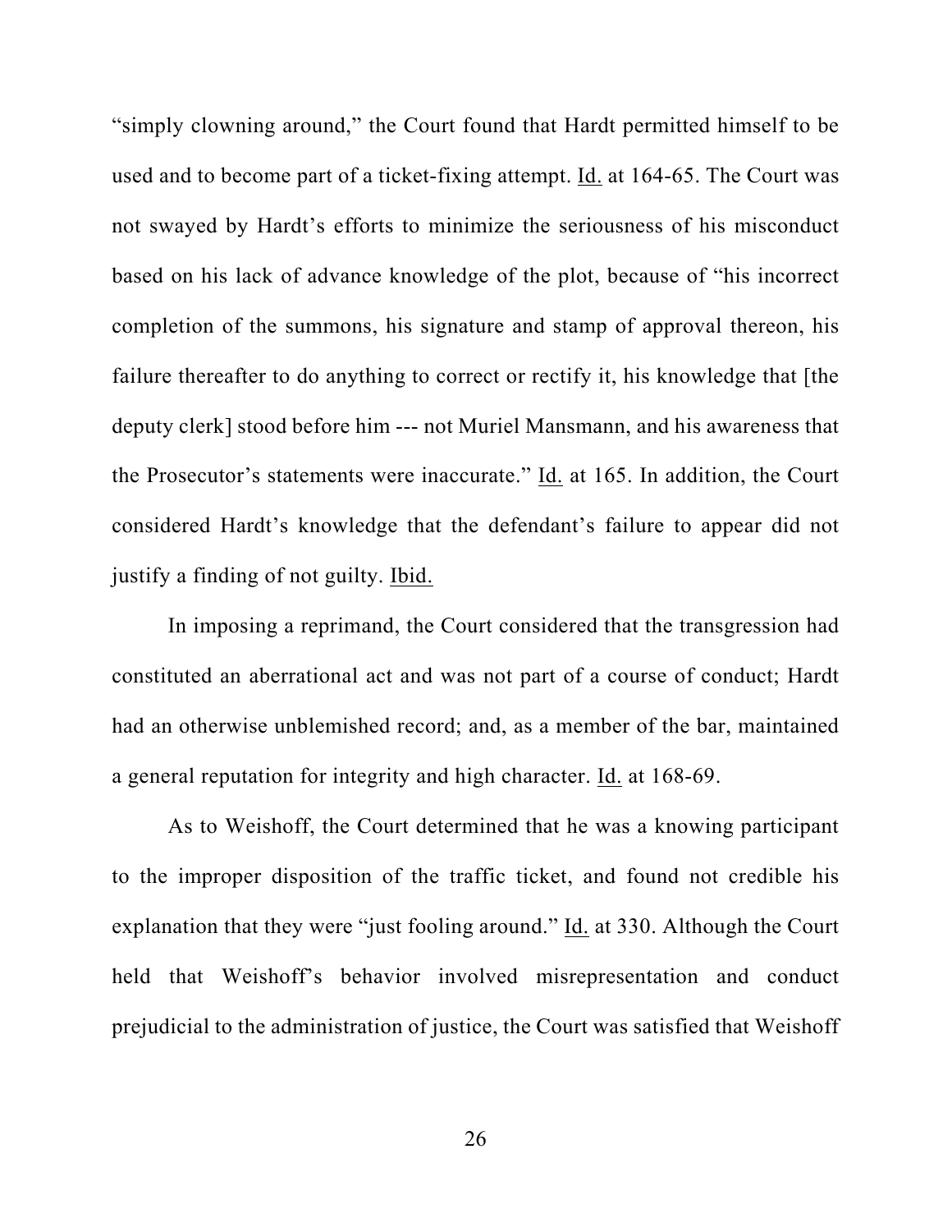"simply clowning around," the Court found that Hardt permitted himself to be used and to become part of a ticket-fixing attempt. Id. at 164-65. The Court was not swayed by Hardt's efforts to minimize the seriousness of his misconduct based on his lack of advance knowledge of the plot, because of "his incorrect completion of the summons, his signature and stamp of approval thereon, his failure thereafter to do anything to correct or rectify it, his knowledge that [the deputy clerk] stood before him --- not Muriel Mansmann, and his awareness that the Prosecutor's statements were inaccurate." Id. at 165. In addition, the Court considered Hardt's knowledge that the defendant's failure to appear did not justify a finding of not guilty. Ibid.

In imposing a reprimand, the Court considered that the transgression had constituted an aberrational act and was not part of a course of conduct; Hardt had an otherwise unblemished record; and, as a member of the bar, maintained a general reputation for integrity and high character. Id. at 168-69.

As to Weishoff, the Court determined that he was a knowing participant to the improper disposition of the traffic ticket, and found not credible his explanation that they were "just fooling around." Id. at 330. Although the Court held that Weishoff's behavior involved misrepresentation and conduct prejudicial to the administration of justice, the Court was satisfied that Weishoff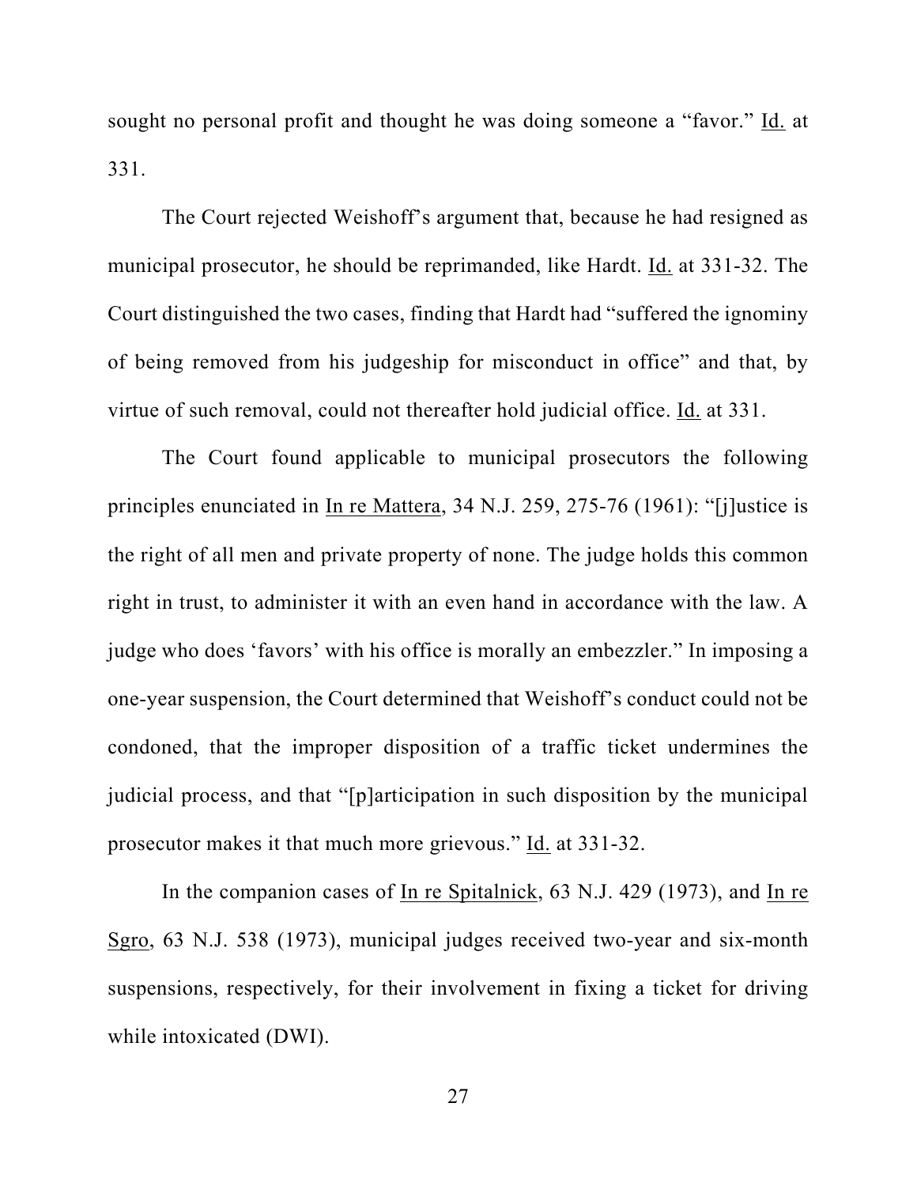sought no personal profit and thought he was doing someone a "favor." Id. at 331.

The Court rejected Weishoff's argument that, because he had resigned as municipal prosecutor, he should be reprimanded, like Hardt. Id. at 331-32. The Court distinguished the two cases, finding that Hardt had "suffered the ignominy of being removed from his judgeship for misconduct in office" and that, by virtue of such removal, could not thereafter hold judicial office. Id. at 331.

The Court found applicable to municipal prosecutors the following principles enunciated in In re Mattera, 34 N.J. 259, 275-76 (1961): "[j]ustice is the right of all men and private property of none. The judge holds this common right in trust, to administer it with an even hand in accordance with the law. A judge who does 'favors' with his office is morally an embezzler." In imposing a one-year suspension, the Court determined that Weishoff's conduct could not be condoned, that the improper disposition of a traffic ticket undermines the judicial process, and that "[p]articipation in such disposition by the municipal prosecutor makes it that much more grievous." Id. at 331-32.

In the companion cases of In re Spitalnick, 63 N.J. 429 (1973), and In re Sgro, 63 N.J. 538 (1973), municipal judges received two-year and six-month suspensions, respectively, for their involvement in fixing a ticket for driving while intoxicated (DWI).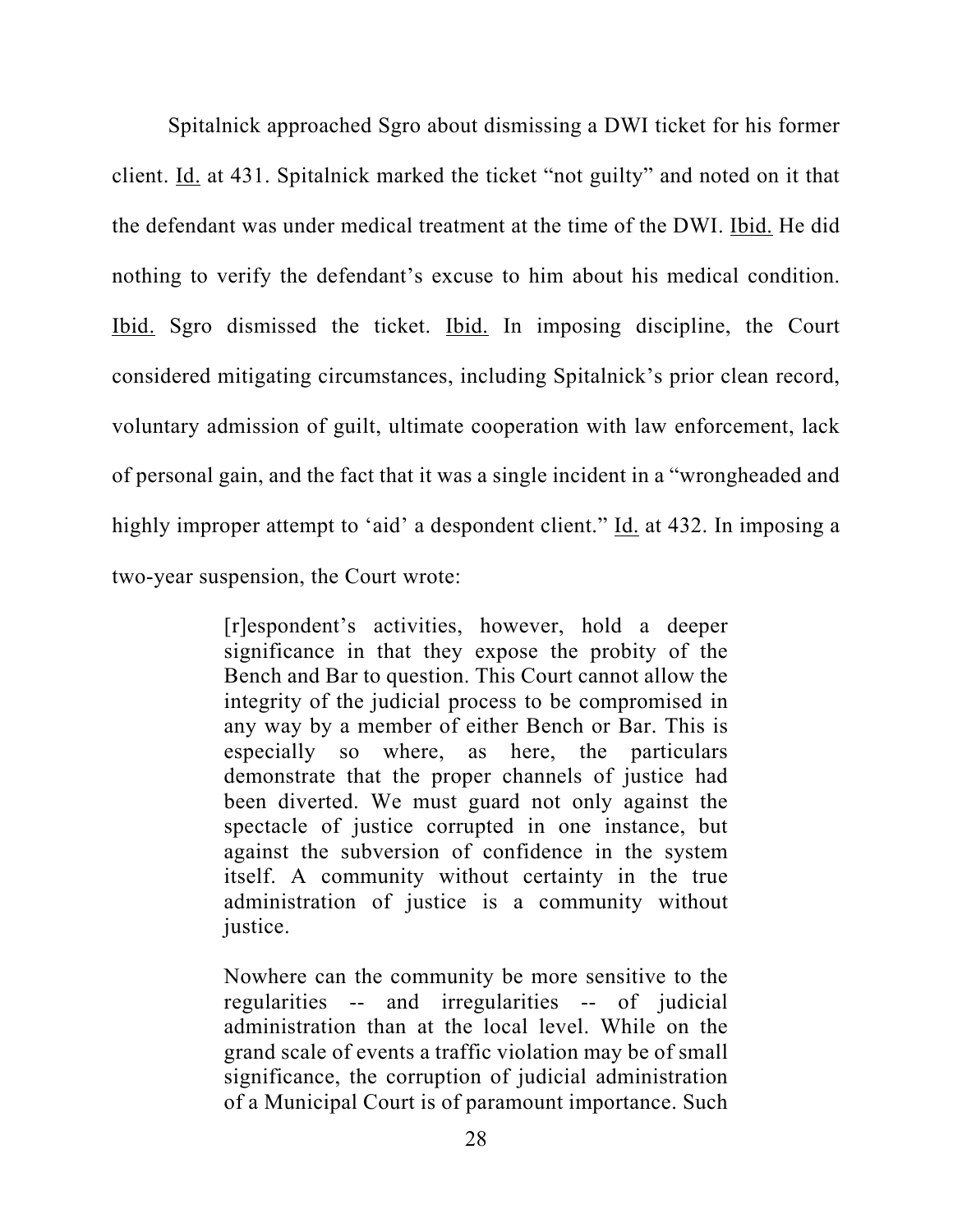Spitalnick approached Sgro about dismissing a DWI ticket for his former client. Id. at 431. Spitalnick marked the ticket "not guilty" and noted on it that the defendant was under medical treatment at the time of the DWI. Ibid. He did nothing to verify the defendant's excuse to him about his medical condition. Ibid. Sgro dismissed the ticket. Ibid. In imposing discipline, the Court considered mitigating circumstances, including Spitalnick's prior clean record, voluntary admission of guilt, ultimate cooperation with law enforcement, lack of personal gain, and the fact that it was a single incident in a "wrongheaded and highly improper attempt to 'aid' a despondent client." Id. at 432. In imposing a two-year suspension, the Court wrote:

> [r]espondent's activities, however, hold a deeper significance in that they expose the probity of the Bench and Bar to question. This Court cannot allow the integrity of the judicial process to be compromised in any way by a member of either Bench or Bar. This is especially so where, as here, the particulars demonstrate that the proper channels of justice had been diverted. We must guard not only against the spectacle of justice corrupted in one instance, but against the subversion of confidence in the system itself. A community without certainty in the true administration of justice is a community without justice.
>
> Nowhere can the community be more sensitive to the regularities -- and irregularities -- of judicial administration than at the local level. While on the grand scale of events a traffic violation may be of small significance, the corruption of judicial administration of a Municipal Court is of paramount importance. Such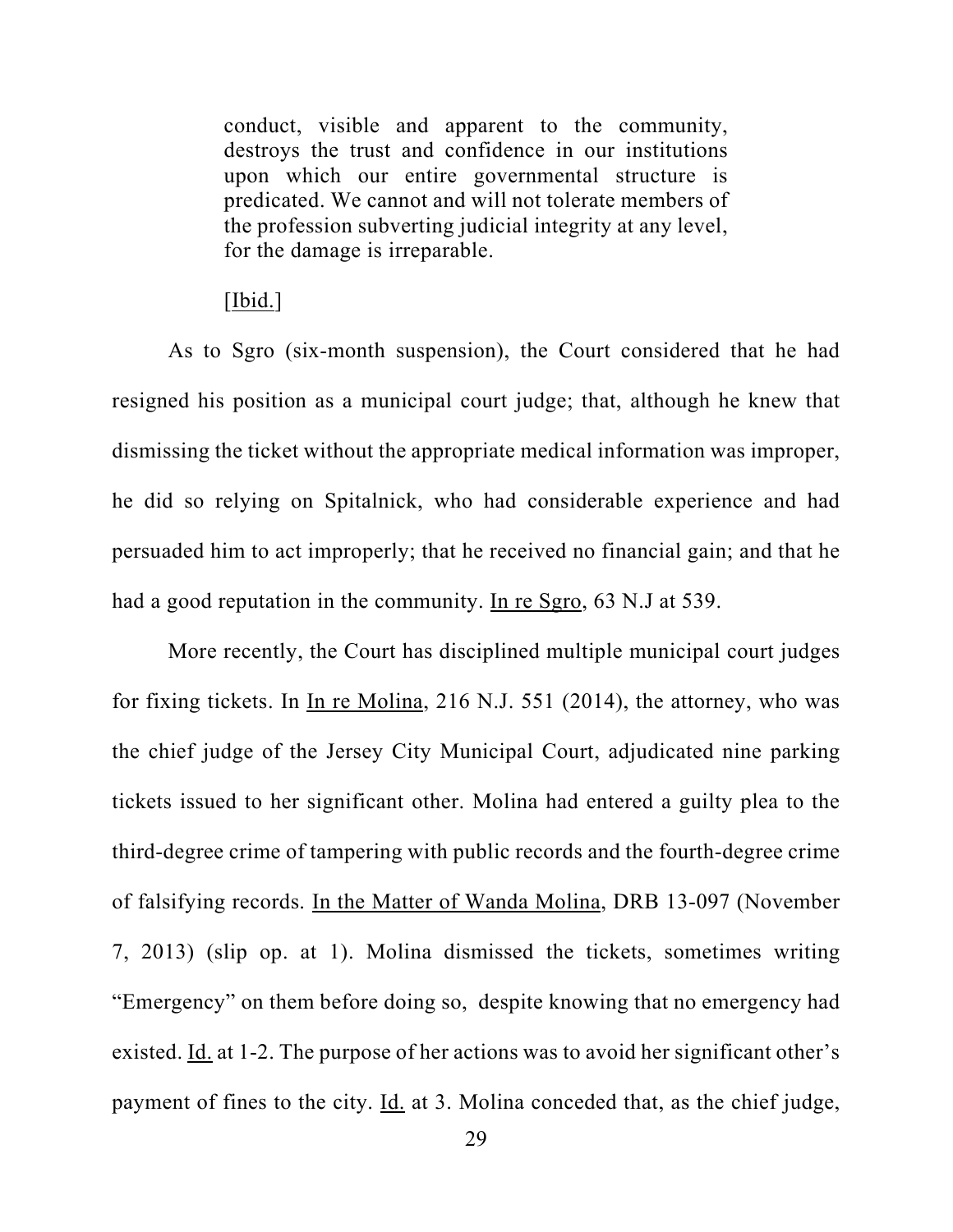> conduct, visible and apparent to the community, destroys the trust and confidence in our institutions upon which our entire governmental structure is predicated. We cannot and will not tolerate members of the profession subverting judicial integrity at any level, for the damage is irreparable.
>
> [Ibid.]

As to Sgro (six-month suspension), the Court considered that he had resigned his position as a municipal court judge; that, although he knew that dismissing the ticket without the appropriate medical information was improper, he did so relying on Spitalnick, who had considerable experience and had persuaded him to act improperly; that he received no financial gain; and that he had a good reputation in the community. In re Sgro, 63 N.J at 539.

More recently, the Court has disciplined multiple municipal court judges for fixing tickets. In In re Molina, 216 N.J. 551 (2014), the attorney, who was the chief judge of the Jersey City Municipal Court, adjudicated nine parking tickets issued to her significant other. Molina had entered a guilty plea to the third-degree crime of tampering with public records and the fourth-degree crime of falsifying records. In the Matter of Wanda Molina, DRB 13-097 (November 7, 2013) (slip op. at 1). Molina dismissed the tickets, sometimes writing "Emergency" on them before doing so, despite knowing that no emergency had existed. Id. at 1-2. The purpose of her actions was to avoid her significant other's payment of fines to the city. Id. at 3. Molina conceded that, as the chief judge,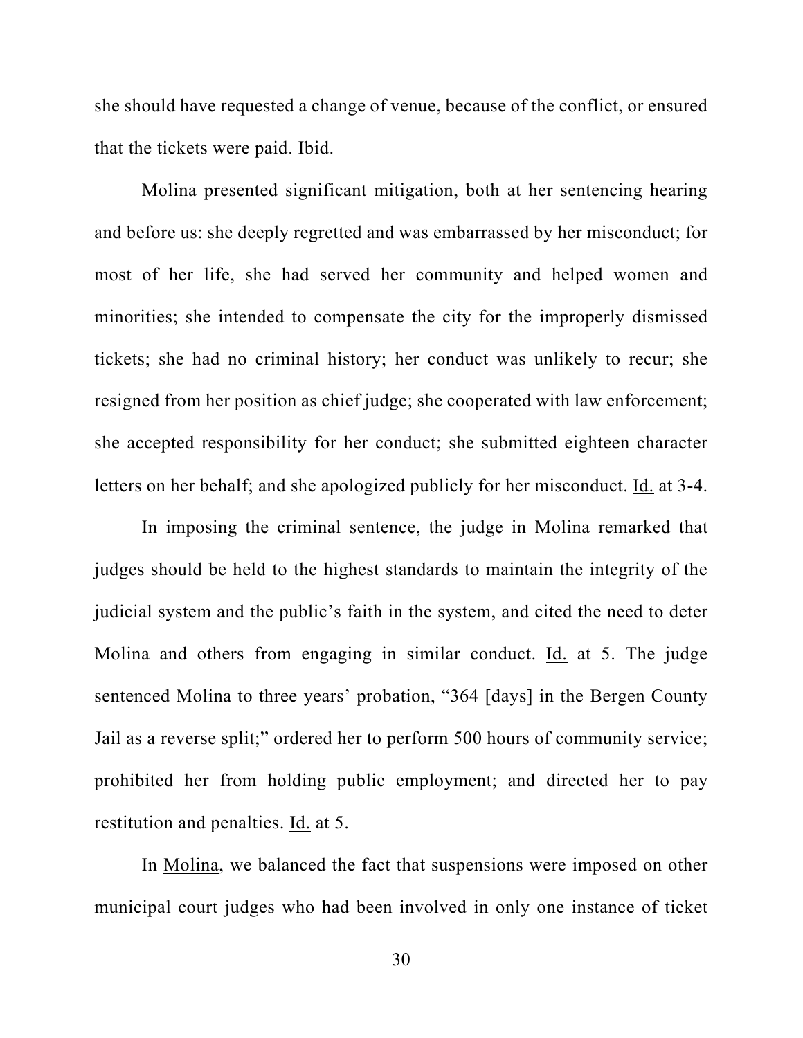she should have requested a change of venue, because of the conflict, or ensured that the tickets were paid. Ibid.

Molina presented significant mitigation, both at her sentencing hearing and before us: she deeply regretted and was embarrassed by her misconduct; for most of her life, she had served her community and helped women and minorities; she intended to compensate the city for the improperly dismissed tickets; she had no criminal history; her conduct was unlikely to recur; she resigned from her position as chief judge; she cooperated with law enforcement; she accepted responsibility for her conduct; she submitted eighteen character letters on her behalf; and she apologized publicly for her misconduct. Id. at 3-4.

In imposing the criminal sentence, the judge in Molina remarked that judges should be held to the highest standards to maintain the integrity of the judicial system and the public's faith in the system, and cited the need to deter Molina and others from engaging in similar conduct. Id. at 5. The judge sentenced Molina to three years' probation, "364 [days] in the Bergen County Jail as a reverse split;" ordered her to perform 500 hours of community service; prohibited her from holding public employment; and directed her to pay restitution and penalties. Id. at 5.

In Molina, we balanced the fact that suspensions were imposed on other municipal court judges who had been involved in only one instance of ticket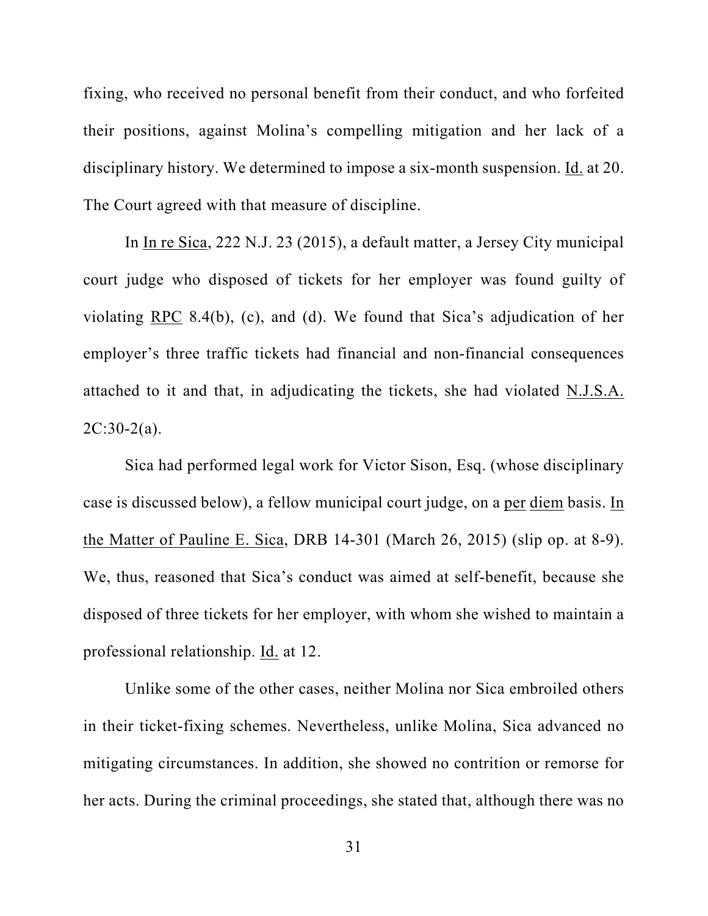fixing, who received no personal benefit from their conduct, and who forfeited their positions, against Molina's compelling mitigation and her lack of a disciplinary history. We determined to impose a six-month suspension. Id. at 20. The Court agreed with that measure of discipline.

In In re Sica, 222 N.J. 23 (2015), a default matter, a Jersey City municipal court judge who disposed of tickets for her employer was found guilty of violating RPC 8.4(b), (c), and (d). We found that Sica's adjudication of her employer's three traffic tickets had financial and non-financial consequences attached to it and that, in adjudicating the tickets, she had violated N.J.S.A. 2C:30-2(a).

Sica had performed legal work for Victor Sison, Esq. (whose disciplinary case is discussed below), a fellow municipal court judge, on a per diem basis. In the Matter of Pauline E. Sica, DRB 14-301 (March 26, 2015) (slip op. at 8-9). We, thus, reasoned that Sica's conduct was aimed at self-benefit, because she disposed of three tickets for her employer, with whom she wished to maintain a professional relationship. Id. at 12.

Unlike some of the other cases, neither Molina nor Sica embroiled others in their ticket-fixing schemes. Nevertheless, unlike Molina, Sica advanced no mitigating circumstances. In addition, she showed no contrition or remorse for her acts. During the criminal proceedings, she stated that, although there was no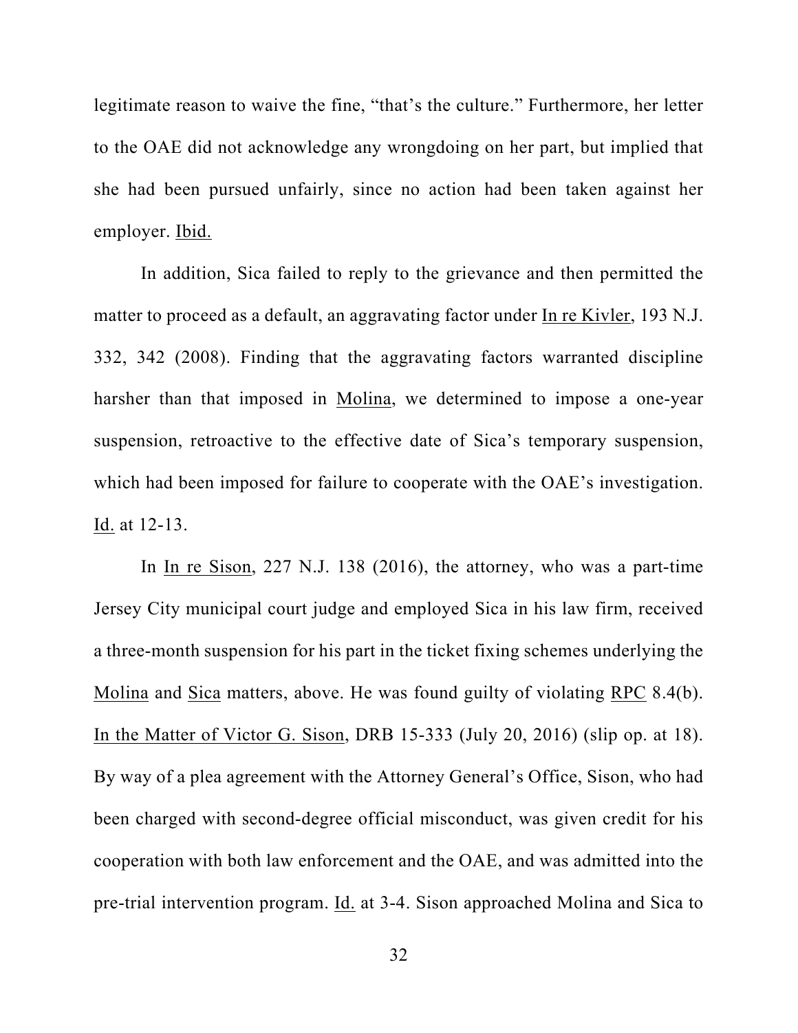legitimate reason to waive the fine, “that’s the culture.” Furthermore, her letter to the OAE did not acknowledge any wrongdoing on her part, but implied that she had been pursued unfairly, since no action had been taken against her employer. Ibid.

In addition, Sica failed to reply to the grievance and then permitted the matter to proceed as a default, an aggravating factor under In re Kivler, 193 N.J. 332, 342 (2008). Finding that the aggravating factors warranted discipline harsher than that imposed in Molina, we determined to impose a one-year suspension, retroactive to the effective date of Sica’s temporary suspension, which had been imposed for failure to cooperate with the OAE’s investigation. Id. at 12-13.

In In re Sison, 227 N.J. 138 (2016), the attorney, who was a part-time Jersey City municipal court judge and employed Sica in his law firm, received a three-month suspension for his part in the ticket fixing schemes underlying the Molina and Sica matters, above. He was found guilty of violating RPC 8.4(b). In the Matter of Victor G. Sison, DRB 15-333 (July 20, 2016) (slip op. at 18). By way of a plea agreement with the Attorney General’s Office, Sison, who had been charged with second-degree official misconduct, was given credit for his cooperation with both law enforcement and the OAE, and was admitted into the pre-trial intervention program. Id. at 3-4. Sison approached Molina and Sica to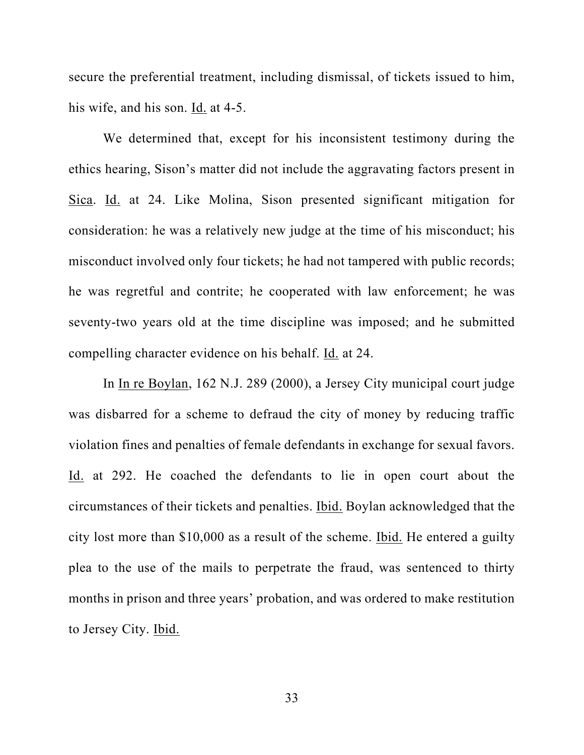secure the preferential treatment, including dismissal, of tickets issued to him, his wife, and his son. Id. at 4-5.

We determined that, except for his inconsistent testimony during the ethics hearing, Sison's matter did not include the aggravating factors present in Sica. Id. at 24. Like Molina, Sison presented significant mitigation for consideration: he was a relatively new judge at the time of his misconduct; his misconduct involved only four tickets; he had not tampered with public records; he was regretful and contrite; he cooperated with law enforcement; he was seventy-two years old at the time discipline was imposed; and he submitted compelling character evidence on his behalf. Id. at 24.

In In re Boylan, 162 N.J. 289 (2000), a Jersey City municipal court judge was disbarred for a scheme to defraud the city of money by reducing traffic violation fines and penalties of female defendants in exchange for sexual favors. Id. at 292. He coached the defendants to lie in open court about the circumstances of their tickets and penalties. Ibid. Boylan acknowledged that the city lost more than $10,000 as a result of the scheme. Ibid. He entered a guilty plea to the use of the mails to perpetrate the fraud, was sentenced to thirty months in prison and three years' probation, and was ordered to make restitution to Jersey City. Ibid.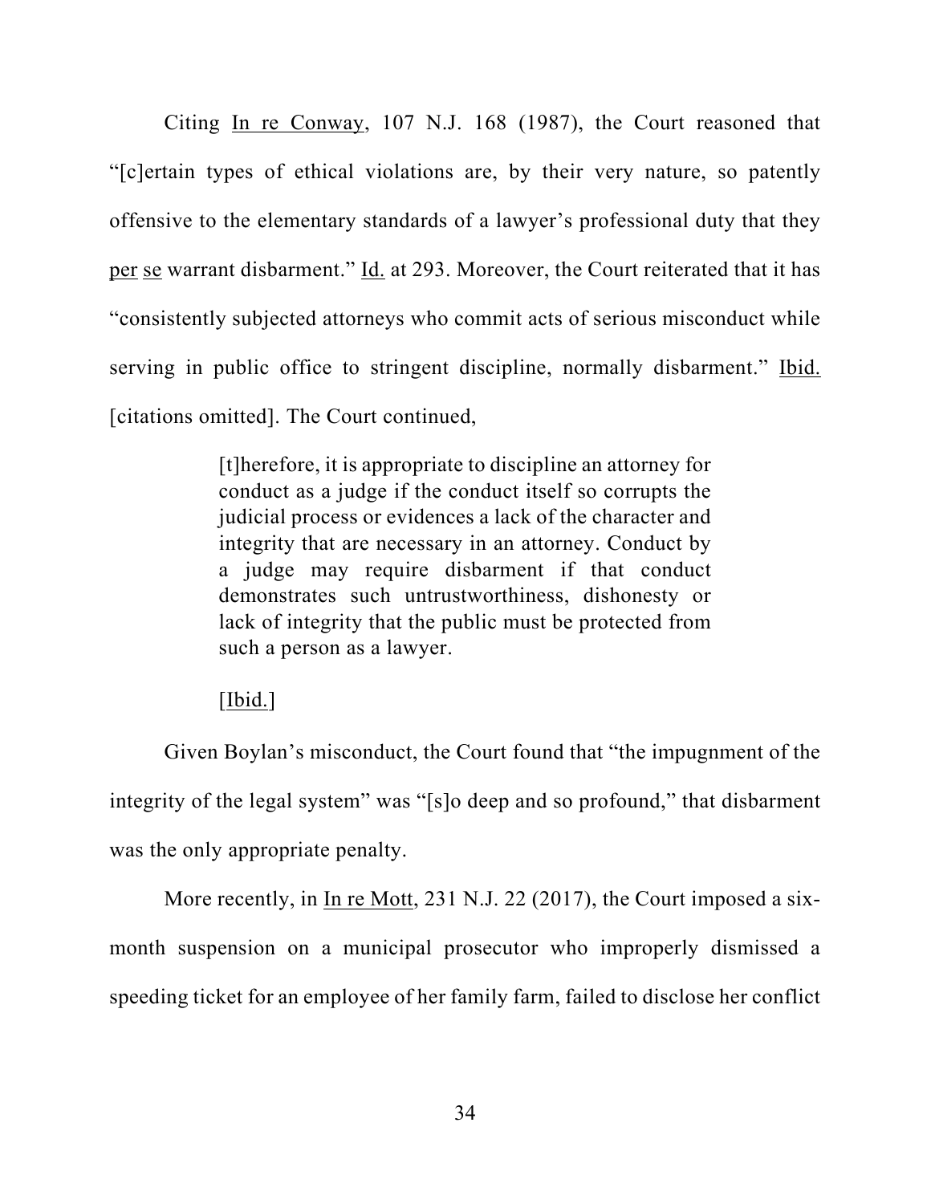Citing In re Conway, 107 N.J. 168 (1987), the Court reasoned that "[c]ertain types of ethical violations are, by their very nature, so patently offensive to the elementary standards of a lawyer's professional duty that they per se warrant disbarment." Id. at 293. Moreover, the Court reiterated that it has "consistently subjected attorneys who commit acts of serious misconduct while serving in public office to stringent discipline, normally disbarment." Ibid. [citations omitted]. The Court continued,

> [t]herefore, it is appropriate to discipline an attorney for conduct as a judge if the conduct itself so corrupts the judicial process or evidences a lack of the character and integrity that are necessary in an attorney. Conduct by a judge may require disbarment if that conduct demonstrates such untrustworthiness, dishonesty or lack of integrity that the public must be protected from such a person as a lawyer.
>
> [Ibid.]

Given Boylan's misconduct, the Court found that "the impugnment of the integrity of the legal system" was "[s]o deep and so profound," that disbarment was the only appropriate penalty.

More recently, in In re Mott, 231 N.J. 22 (2017), the Court imposed a six-month suspension on a municipal prosecutor who improperly dismissed a speeding ticket for an employee of her family farm, failed to disclose her conflict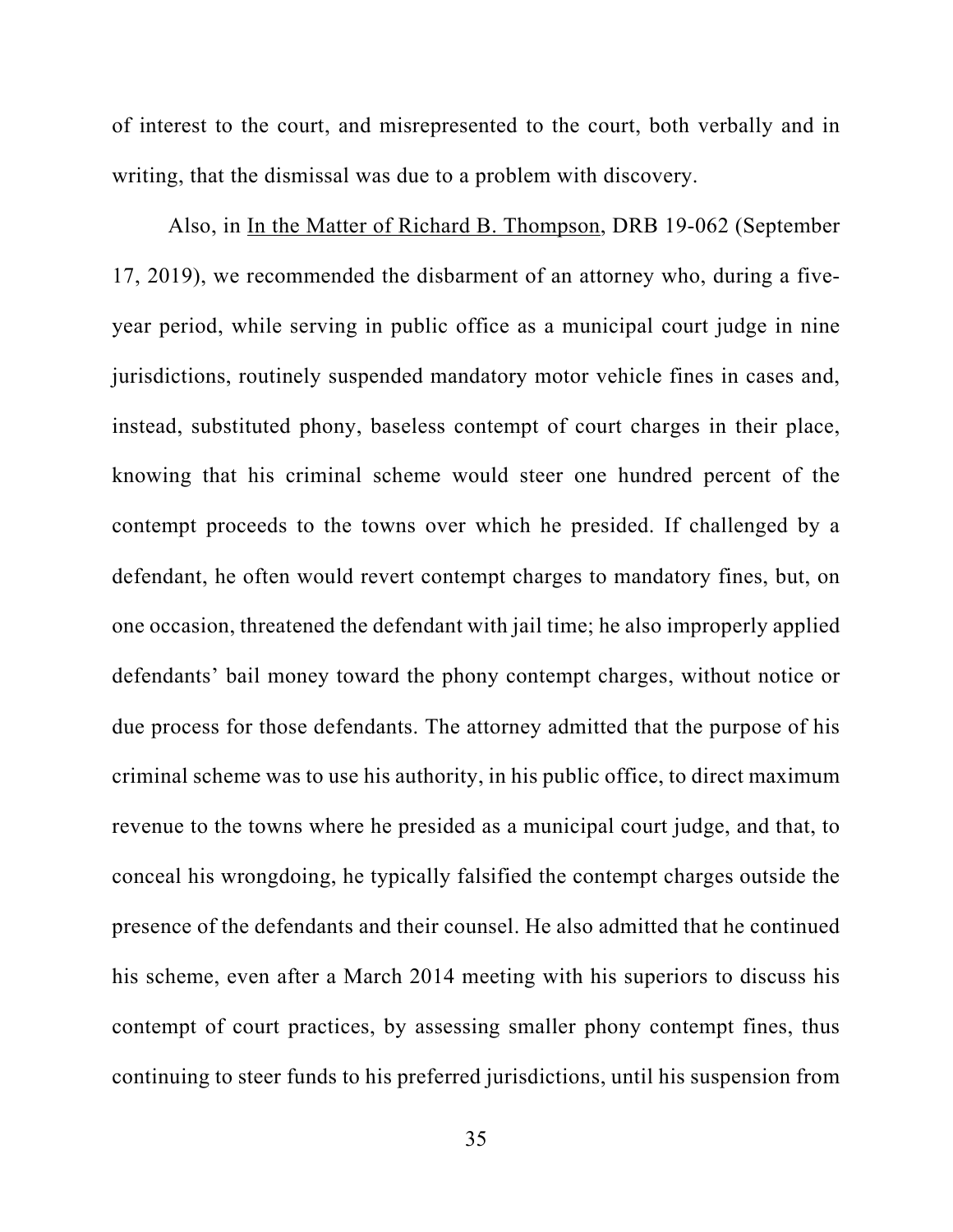of interest to the court, and misrepresented to the court, both verbally and in writing, that the dismissal was due to a problem with discovery.

Also, in In the Matter of Richard B. Thompson, DRB 19-062 (September 17, 2019), we recommended the disbarment of an attorney who, during a five-year period, while serving in public office as a municipal court judge in nine jurisdictions, routinely suspended mandatory motor vehicle fines in cases and, instead, substituted phony, baseless contempt of court charges in their place, knowing that his criminal scheme would steer one hundred percent of the contempt proceeds to the towns over which he presided. If challenged by a defendant, he often would revert contempt charges to mandatory fines, but, on one occasion, threatened the defendant with jail time; he also improperly applied defendants' bail money toward the phony contempt charges, without notice or due process for those defendants. The attorney admitted that the purpose of his criminal scheme was to use his authority, in his public office, to direct maximum revenue to the towns where he presided as a municipal court judge, and that, to conceal his wrongdoing, he typically falsified the contempt charges outside the presence of the defendants and their counsel. He also admitted that he continued his scheme, even after a March 2014 meeting with his superiors to discuss his contempt of court practices, by assessing smaller phony contempt fines, thus continuing to steer funds to his preferred jurisdictions, until his suspension from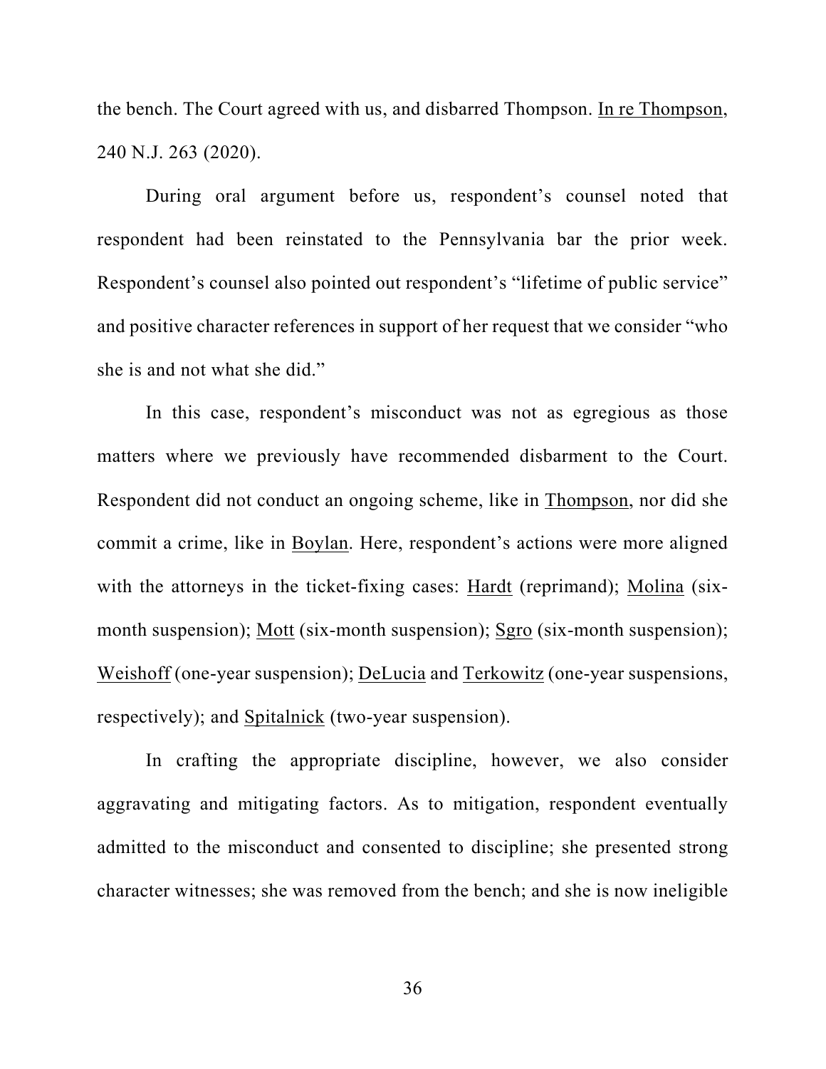the bench. The Court agreed with us, and disbarred Thompson. In re Thompson, 240 N.J. 263 (2020).

During oral argument before us, respondent's counsel noted that respondent had been reinstated to the Pennsylvania bar the prior week. Respondent's counsel also pointed out respondent's "lifetime of public service" and positive character references in support of her request that we consider "who she is and not what she did."

In this case, respondent's misconduct was not as egregious as those matters where we previously have recommended disbarment to the Court. Respondent did not conduct an ongoing scheme, like in Thompson, nor did she commit a crime, like in Boylan. Here, respondent's actions were more aligned with the attorneys in the ticket-fixing cases: Hardt (reprimand); Molina (six-month suspension); Mott (six-month suspension); Sgro (six-month suspension); Weishoff (one-year suspension); DeLucia and Terkowitz (one-year suspensions, respectively); and Spitalnick (two-year suspension).

In crafting the appropriate discipline, however, we also consider aggravating and mitigating factors. As to mitigation, respondent eventually admitted to the misconduct and consented to discipline; she presented strong character witnesses; she was removed from the bench; and she is now ineligible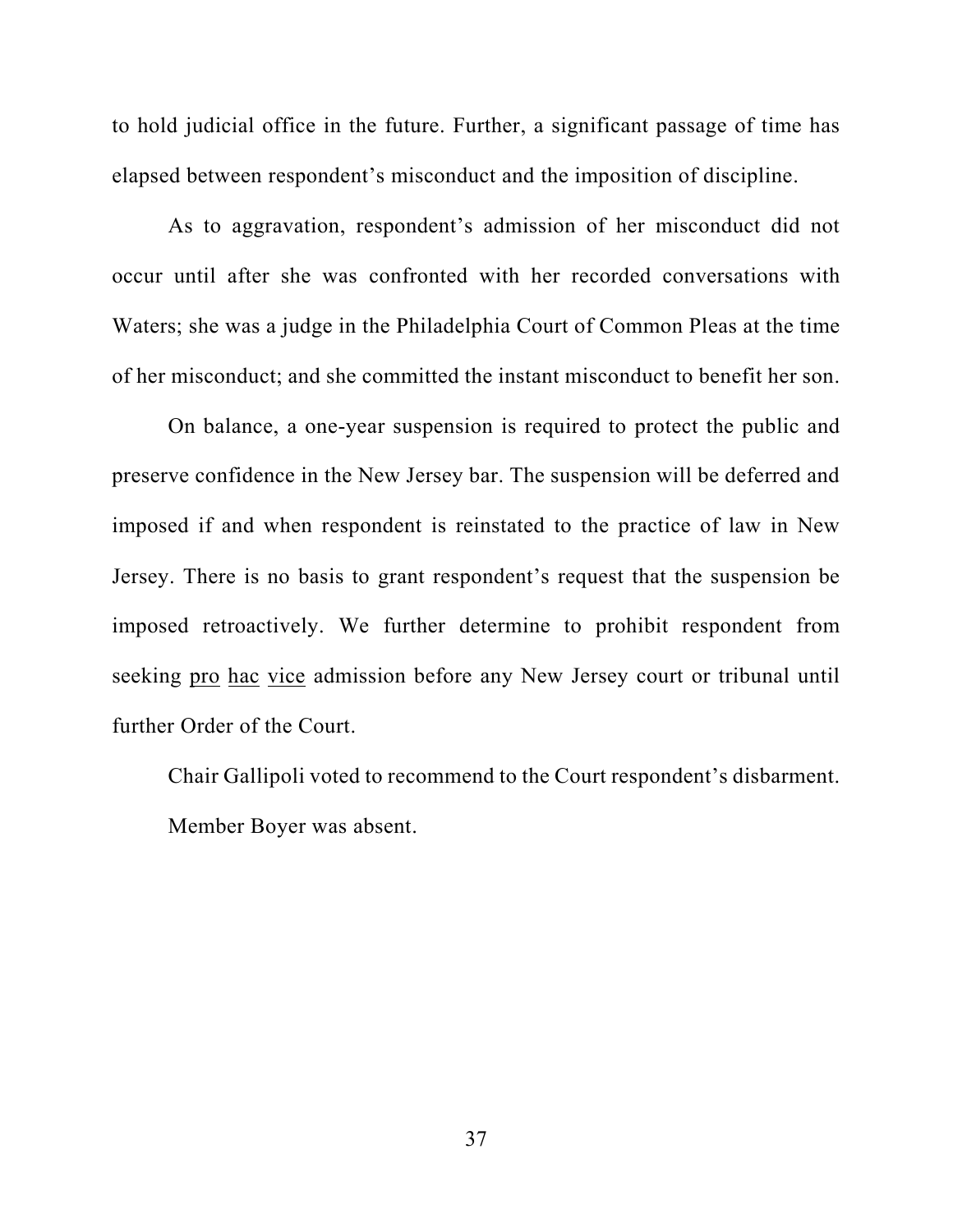to hold judicial office in the future. Further, a significant passage of time has elapsed between respondent's misconduct and the imposition of discipline.

As to aggravation, respondent's admission of her misconduct did not occur until after she was confronted with her recorded conversations with Waters; she was a judge in the Philadelphia Court of Common Pleas at the time of her misconduct; and she committed the instant misconduct to benefit her son.

On balance, a one-year suspension is required to protect the public and preserve confidence in the New Jersey bar. The suspension will be deferred and imposed if and when respondent is reinstated to the practice of law in New Jersey. There is no basis to grant respondent's request that the suspension be imposed retroactively. We further determine to prohibit respondent from seeking pro hac vice admission before any New Jersey court or tribunal until further Order of the Court.

Chair Gallipoli voted to recommend to the Court respondent's disbarment.

Member Boyer was absent.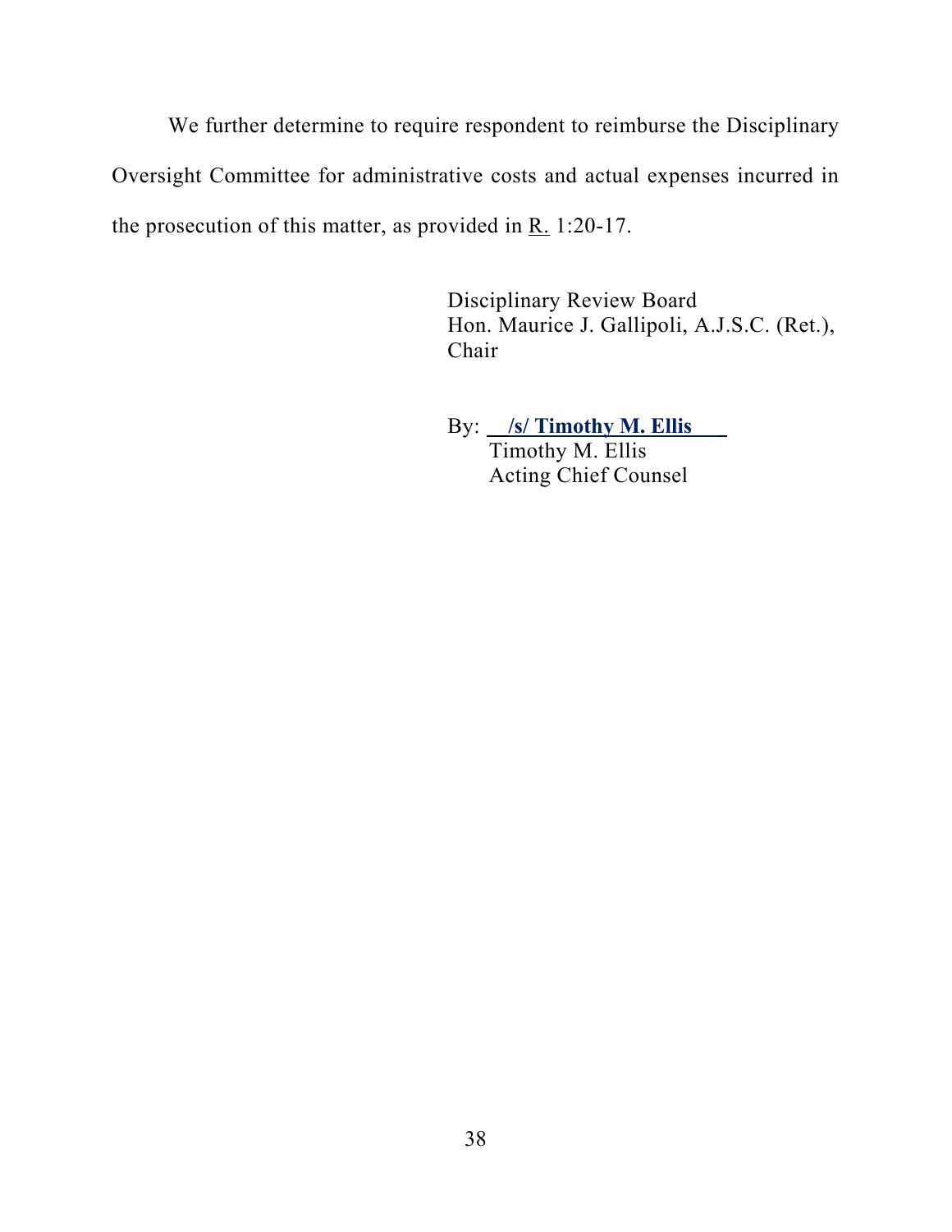We further determine to require respondent to reimburse the Disciplinary Oversight Committee for administrative costs and actual expenses incurred in the prosecution of this matter, as provided in R. 1:20-17.

Disciplinary Review Board
Hon. Maurice J. Gallipoli, A.J.S.C. (Ret.),
Chair

By: **/s/ Timothy M. Ellis**
Timothy M. Ellis
Acting Chief Counsel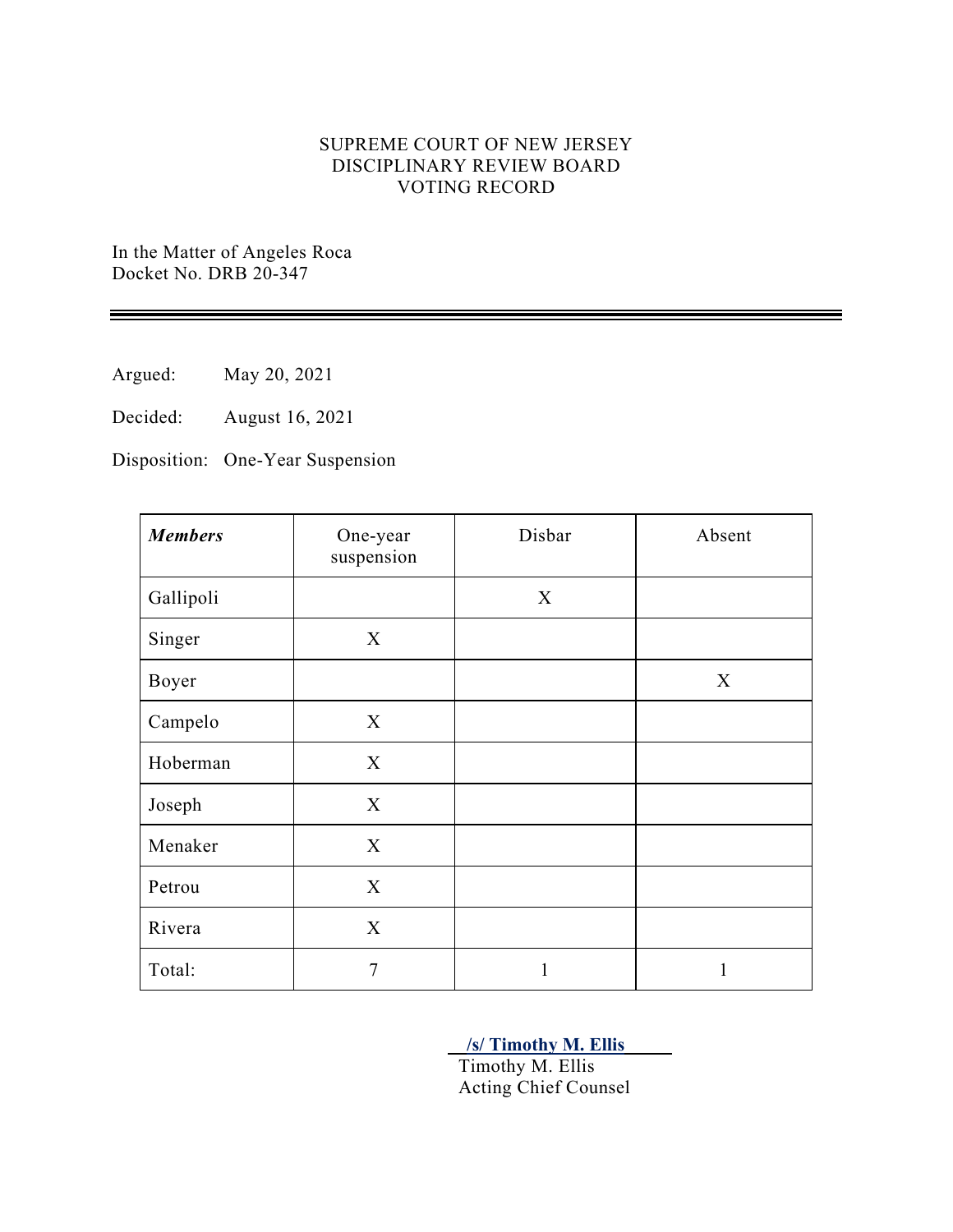SUPREME COURT OF NEW JERSEY
DISCIPLINARY REVIEW BOARD
VOTING RECORD

In the Matter of Angeles Roca
Docket No. DRB 20-347

---

Argued: May 20, 2021

Decided: August 16, 2021

Disposition: One-Year Suspension

| ***Members*** | One-year suspension | Disbar | Absent |
|---|---|---|---|
| Gallipoli | | X | |
| Singer | X | | |
| Boyer | | | X |
| Campelo | X | | |
| Hoberman | X | | |
| Joseph | X | | |
| Menaker | X | | |
| Petrou | X | | |
| Rivera | X | | |
| Total: | 7 | 1 | 1 |

**/s/ Timothy M. Ellis**
Timothy M. Ellis
Acting Chief Counsel